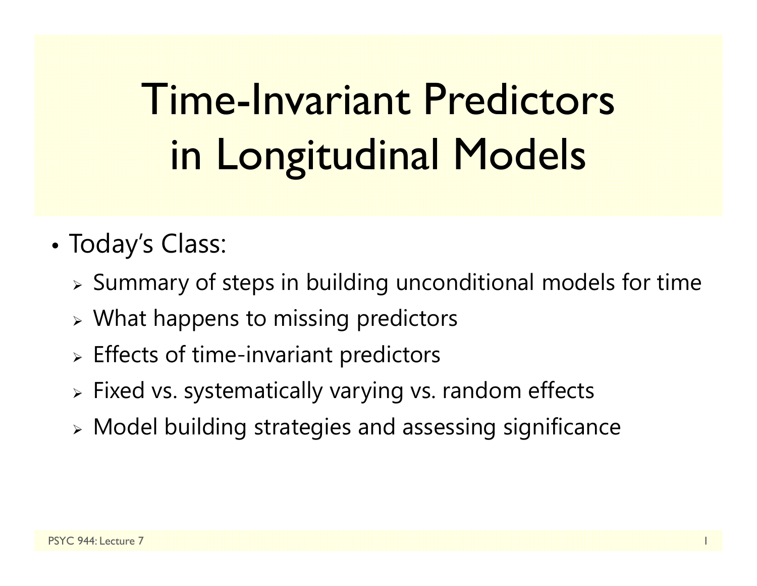# Time-Invariant Predictors in Longitudinal Models

- Today's Class:
  - Summary of steps in building unconditional models for time
  - What happens to missing predictors
  - Effects of time-invariant predictors
  - Fixed vs. systematically varying vs. random effects
  - Model building strategies and assessing significance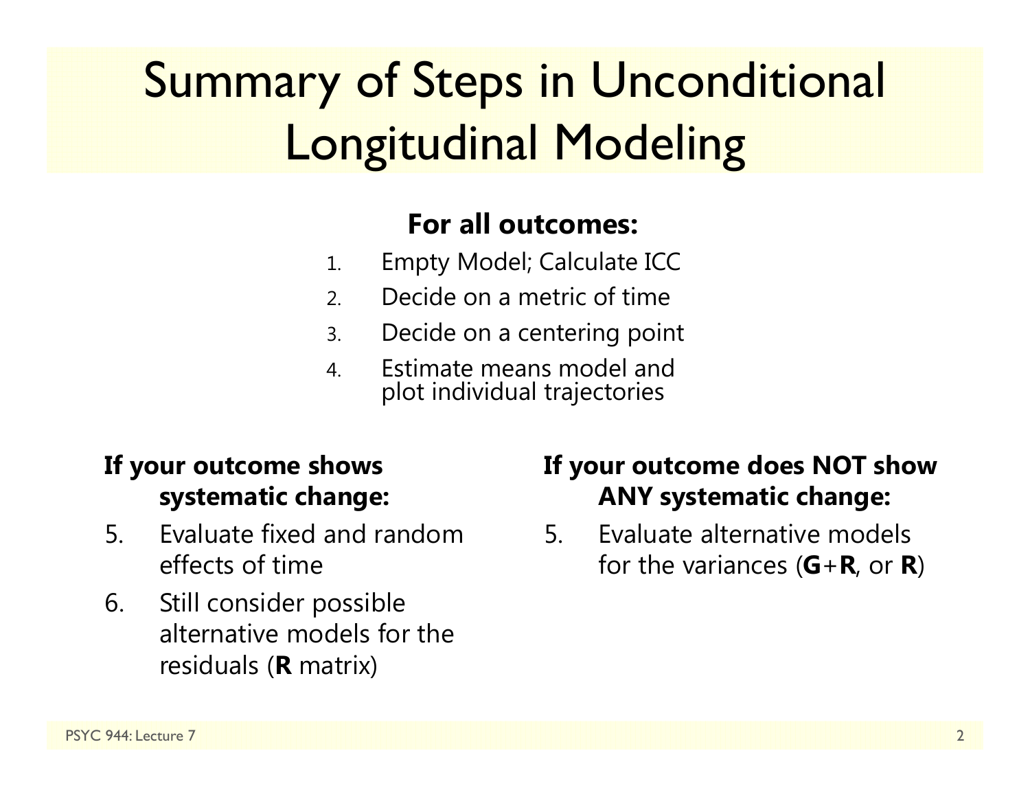# Summary of Steps in Unconditional Longitudinal Modeling

**For all outcomes:**

1. Empty Model; Calculate ICC
2. Decide on a metric of time
3. Decide on a centering point
4. Estimate means model and plot individual trajectories

**If your outcome shows systematic change:**

5. Evaluate fixed and random effects of time
6. Still consider possible alternative models for the residuals (**R** matrix)

**If your outcome does NOT show ANY systematic change:**

5. Evaluate alternative models for the variances (**G**+**R**, or **R**)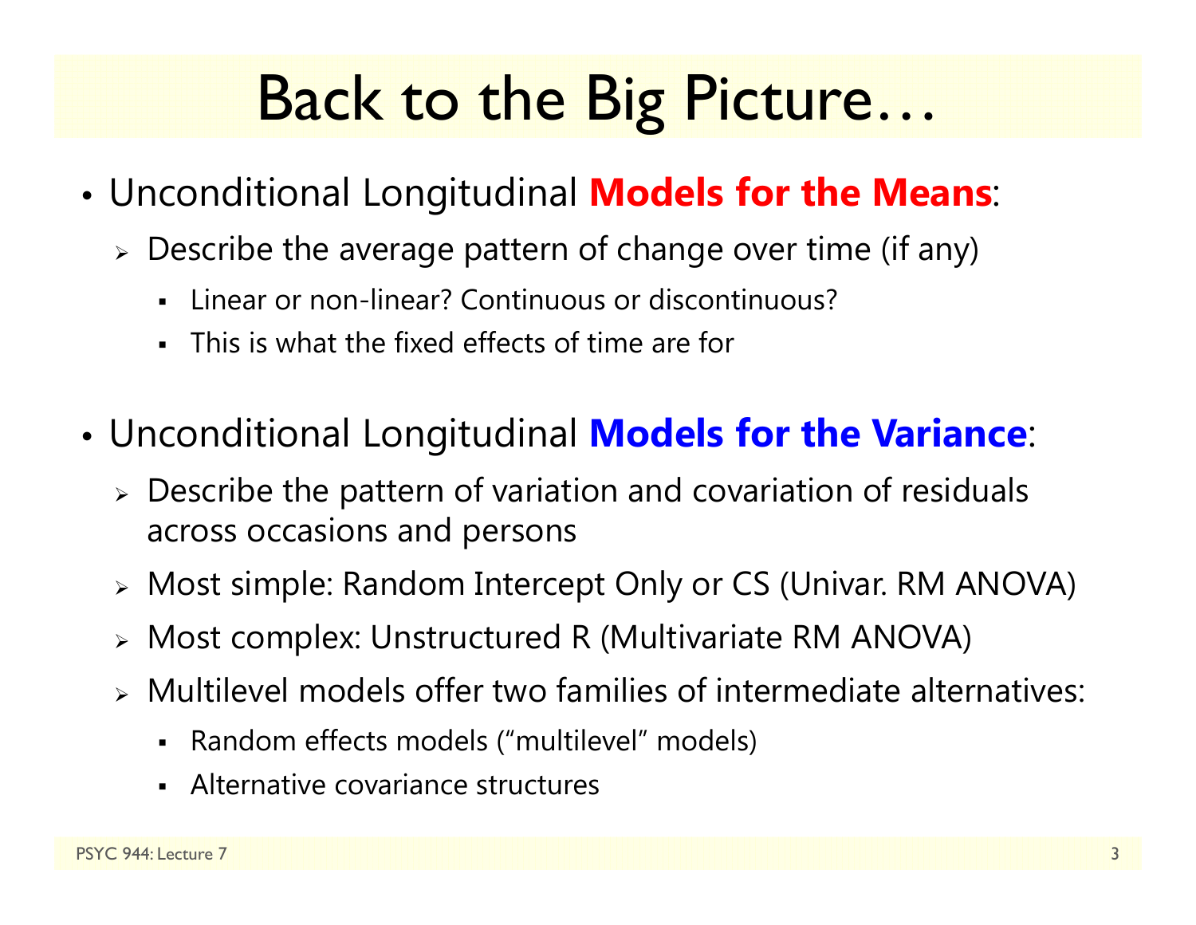# Back to the Big Picture…

- Unconditional Longitudinal **Models for the Means**:
  - Describe the average pattern of change over time (if any)
    - Linear or non-linear? Continuous or discontinuous?
    - This is what the fixed effects of time are for

- Unconditional Longitudinal **Models for the Variance**:
  - Describe the pattern of variation and covariation of residuals across occasions and persons
  - Most simple: Random Intercept Only or CS (Univar. RM ANOVA)
  - Most complex: Unstructured R (Multivariate RM ANOVA)
  - Multilevel models offer two families of intermediate alternatives:
    - Random effects models ("multilevel" models)
    - Alternative covariance structures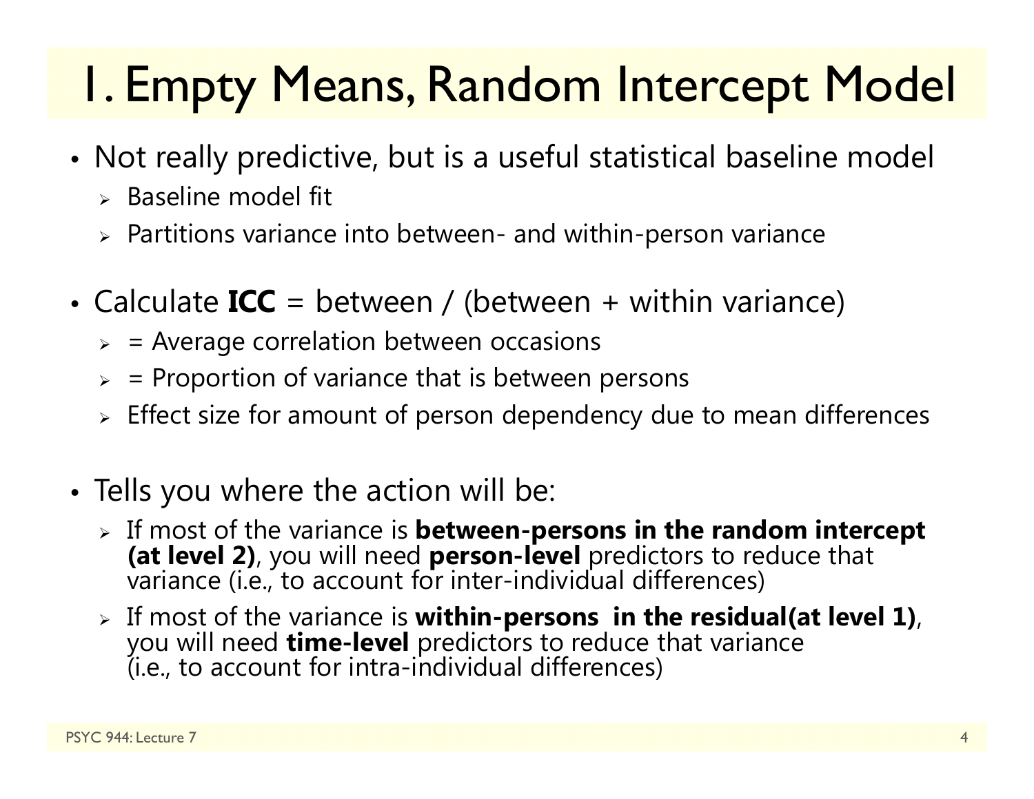# 1. Empty Means, Random Intercept Model

- Not really predictive, but is a useful statistical baseline model
  - Baseline model fit
  - Partitions variance into between- and within-person variance

- Calculate **ICC** = between / (between + within variance)
  - = Average correlation between occasions
  - = Proportion of variance that is between persons
  - Effect size for amount of person dependency due to mean differences

- Tells you where the action will be:
  - If most of the variance is **between-persons in the random intercept (at level 2)**, you will need **person-level** predictors to reduce that variance (i.e., to account for inter-individual differences)
  - If most of the variance is **within-persons in the residual(at level 1)**, you will need **time-level** predictors to reduce that variance (i.e., to account for intra-individual differences)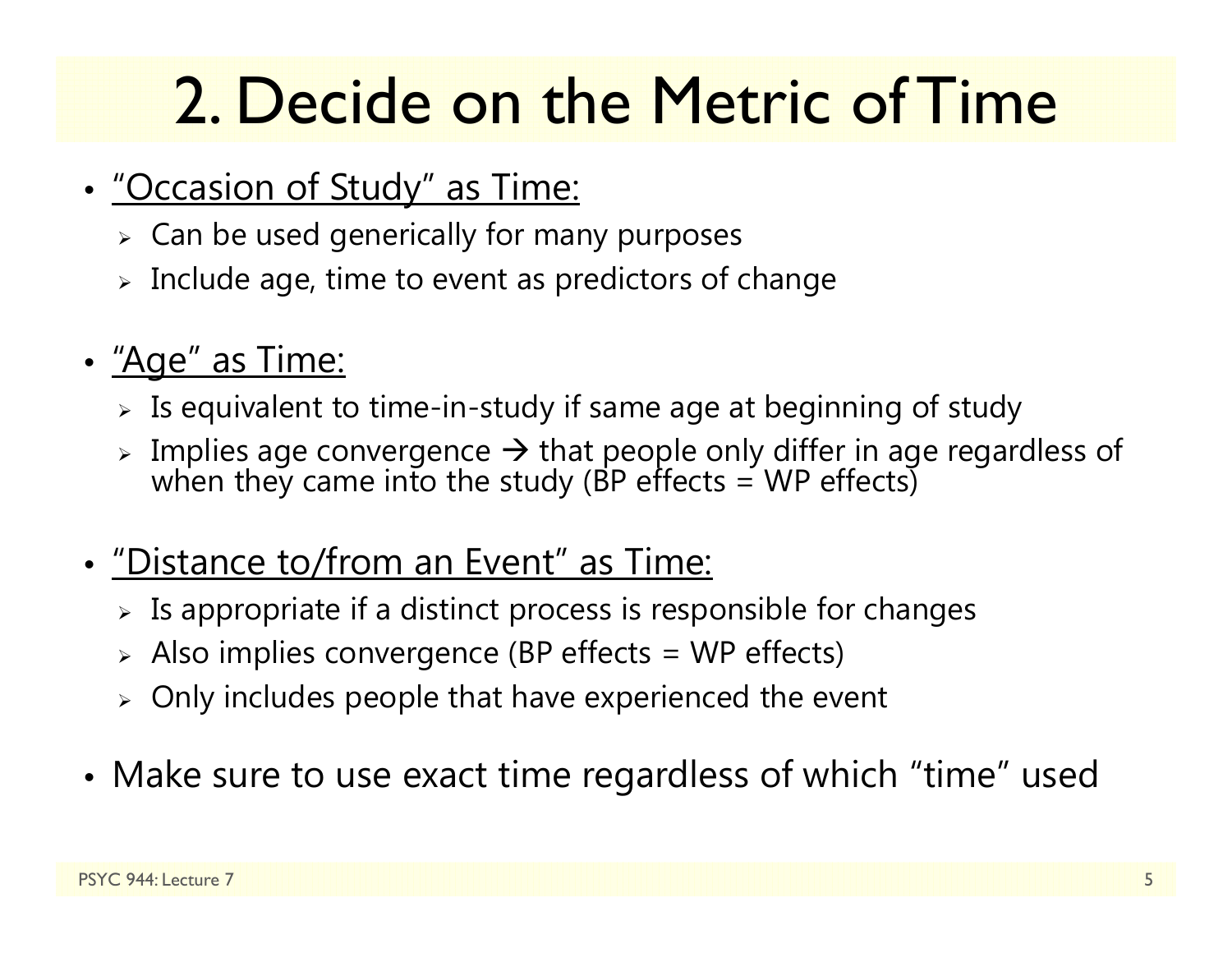# 2. Decide on the Metric of Time

- "Occasion of Study" as Time:
  - Can be used generically for many purposes
  - Include age, time to event as predictors of change
- "Age" as Time:
  - Is equivalent to time-in-study if same age at beginning of study
  - Implies age convergence → that people only differ in age regardless of when they came into the study (BP effects = WP effects)
- "Distance to/from an Event" as Time:
  - Is appropriate if a distinct process is responsible for changes
  - Also implies convergence (BP effects = WP effects)
  - Only includes people that have experienced the event
- Make sure to use exact time regardless of which "time" used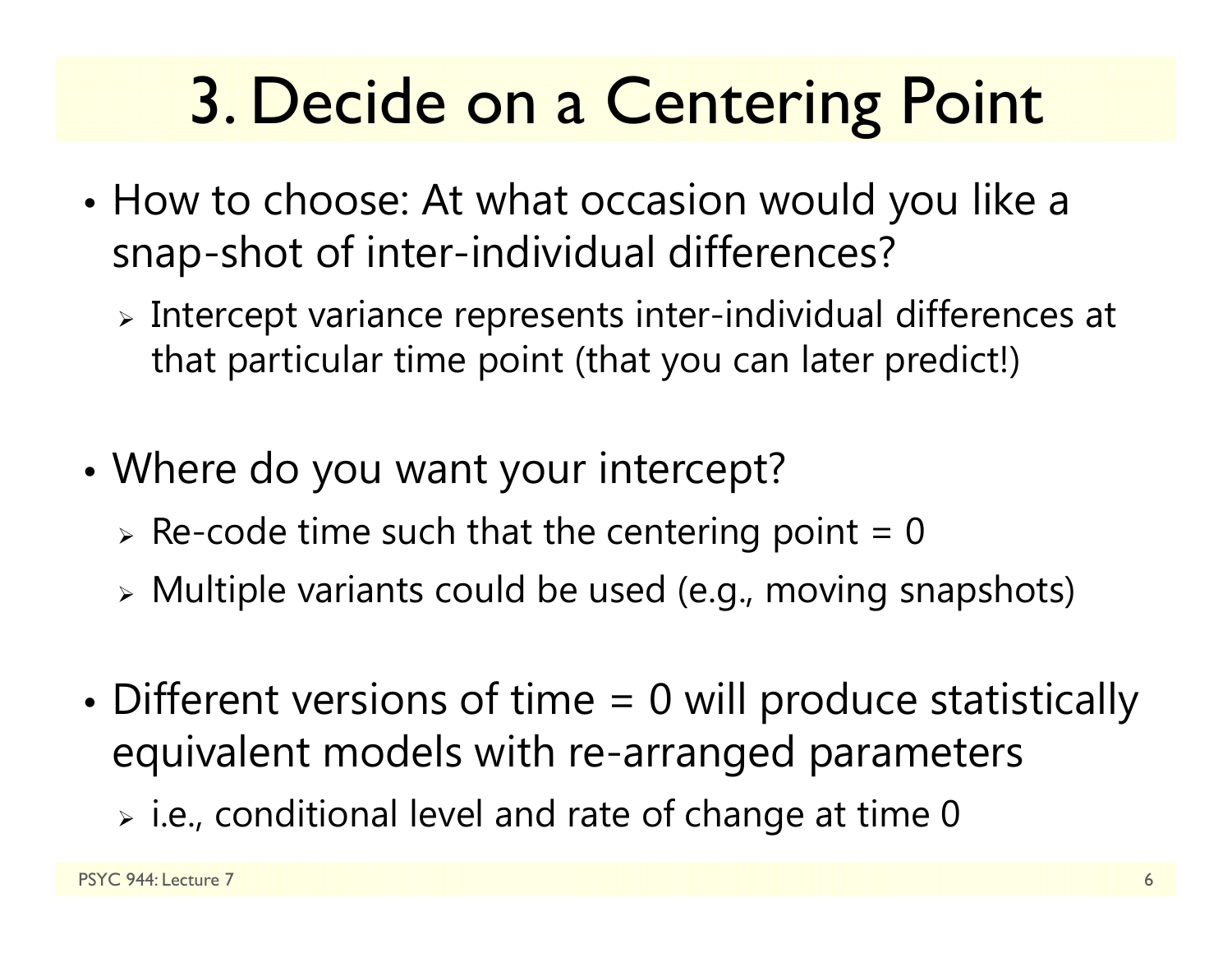# 3. Decide on a Centering Point

- How to choose: At what occasion would you like a snap-shot of inter-individual differences?
  - Intercept variance represents inter-individual differences at that particular time point (that you can later predict!)

- Where do you want your intercept?
  - Re-code time such that the centering point = 0
  - Multiple variants could be used (e.g., moving snapshots)

- Different versions of time = 0 will produce statistically equivalent models with re-arranged parameters
  - i.e., conditional level and rate of change at time 0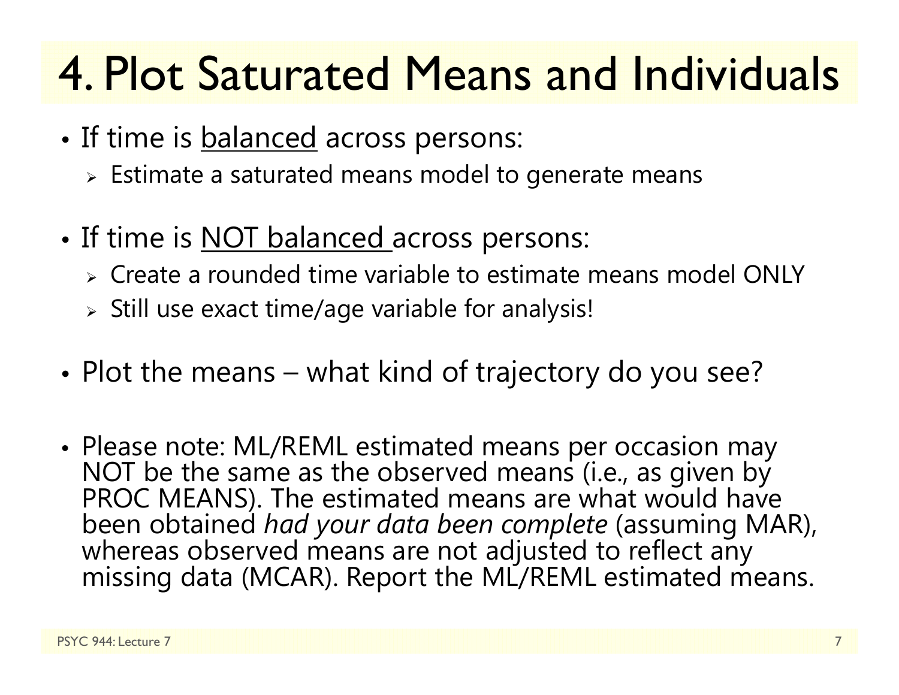# 4. Plot Saturated Means and Individuals

- If time is <u>balanced</u> across persons:
  - Estimate a saturated means model to generate means
- If time is <u>NOT balanced</u> across persons:
  - Create a rounded time variable to estimate means model ONLY
  - Still use exact time/age variable for analysis!
- Plot the means – what kind of trajectory do you see?
- Please note: ML/REML estimated means per occasion may NOT be the same as the observed means (i.e., as given by PROC MEANS). The estimated means are what would have been obtained *had your data been complete* (assuming MAR), whereas observed means are not adjusted to reflect any missing data (MCAR). Report the ML/REML estimated means.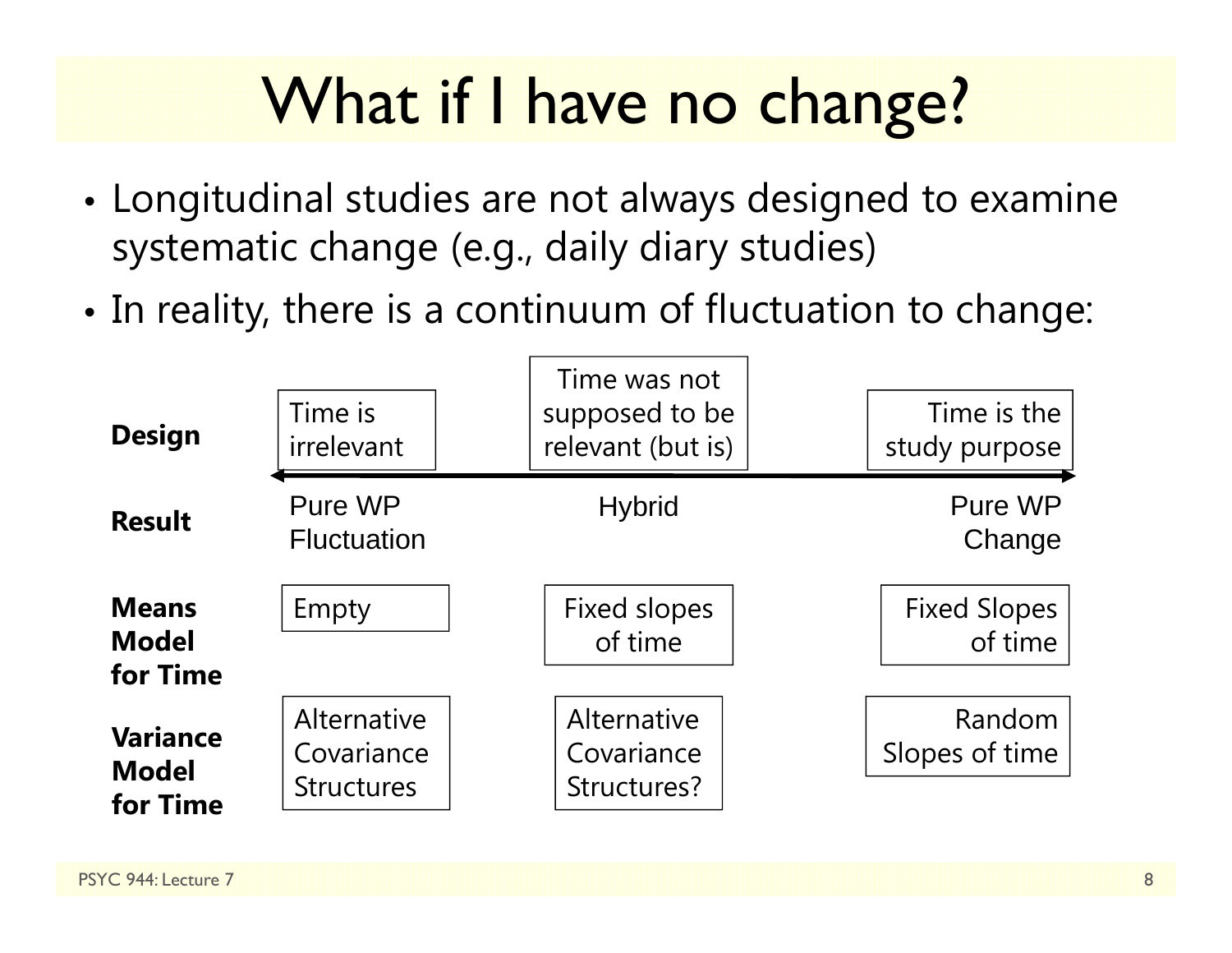# What if I have no change?

- Longitudinal studies are not always designed to examine systematic change (e.g., daily diary studies)
- In reality, there is a continuum of fluctuation to change:

| | | | |
|---|---|---|---|
| **Design** | Time is irrelevant | Time was not supposed to be relevant (but is) | Time is the study purpose |
| **Result** | Pure WP Fluctuation | Hybrid | Pure WP Change |
| **Means Model for Time** | Empty | Fixed slopes of time | Fixed Slopes of time |
| **Variance Model for Time** | Alternative Covariance Structures | Alternative Covariance Structures? | Random Slopes of time |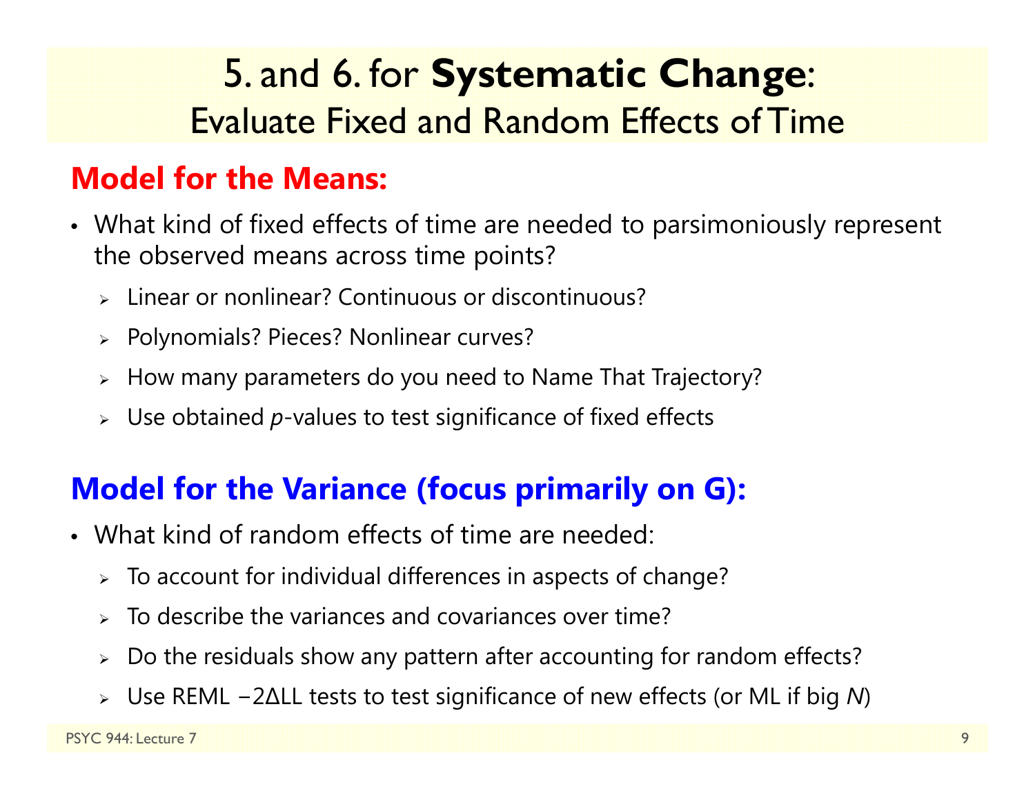# 5. and 6. for **Systematic Change**: Evaluate Fixed and Random Effects of Time

## Model for the Means:

- What kind of fixed effects of time are needed to parsimoniously represent the observed means across time points?
  - Linear or nonlinear? Continuous or discontinuous?
  - Polynomials? Pieces? Nonlinear curves?
  - How many parameters do you need to Name That Trajectory?
  - Use obtained *p*-values to test significance of fixed effects

## Model for the Variance (focus primarily on G):

- What kind of random effects of time are needed:
  - To account for individual differences in aspects of change?
  - To describe the variances and covariances over time?
  - Do the residuals show any pattern after accounting for random effects?
  - Use REML $-2\Delta LL$ tests to test significance of new effects (or ML if big *N*)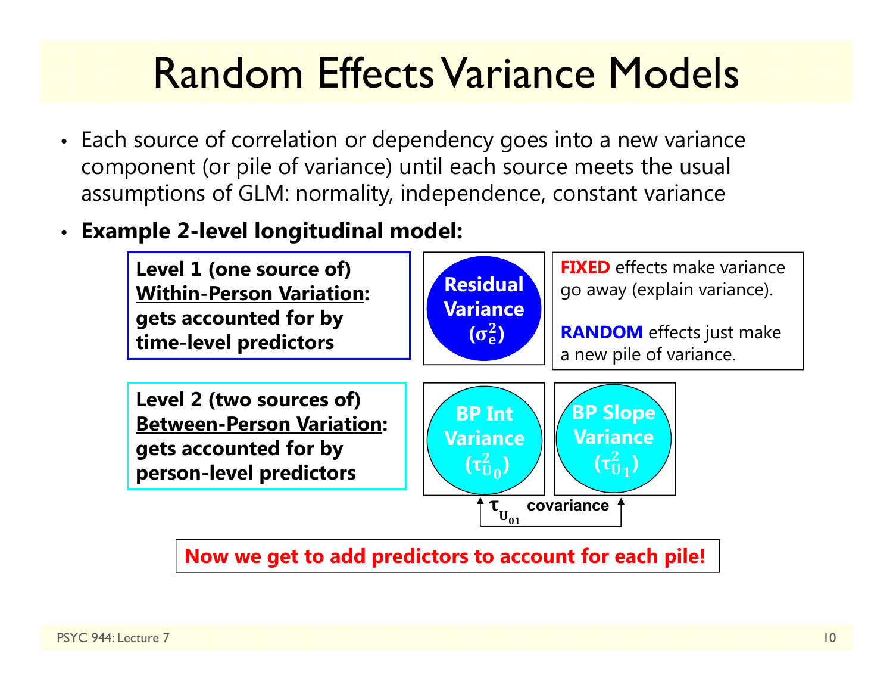# Random Effects Variance Models

- Each source of correlation or dependency goes into a new variance component (or pile of variance) until each source meets the usual assumptions of GLM: normality, independence, constant variance
- **Example 2-level longitudinal model:**

**Level 1 (one source of) Within-Person Variation: gets accounted for by time-level predictors**

**Residual Variance ($\sigma_e^2$)**

**FIXED** effects make variance go away (explain variance).

**RANDOM** effects just make a new pile of variance.

**Level 2 (two sources of) Between-Person Variation: gets accounted for by person-level predictors**

**BP Int Variance ($\tau_{U_0}^2$)**

**BP Slope Variance ($\tau_{U_1}^2$)**

$\tau_{U_{01}}$ covariance

**Now we get to add predictors to account for each pile!**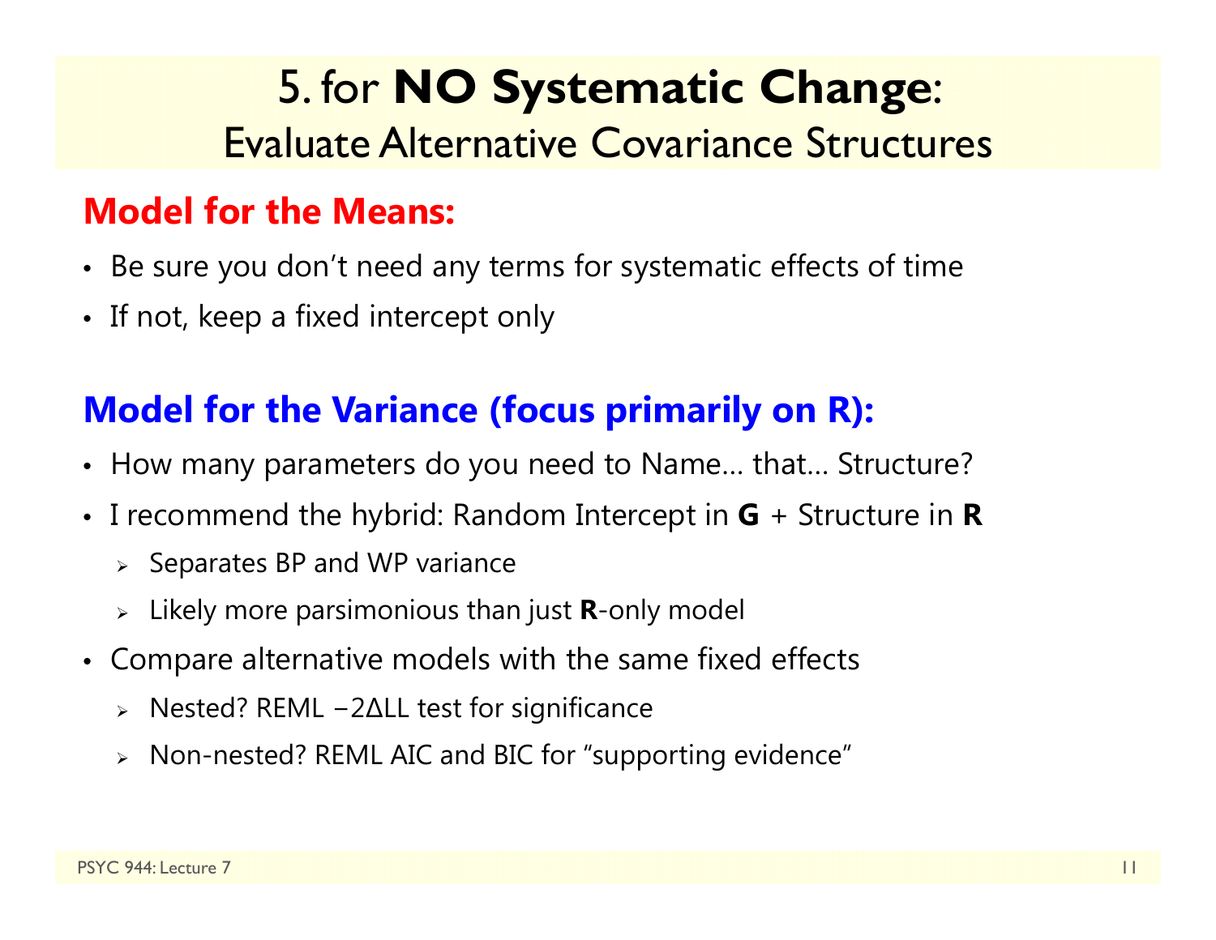# 5. for **NO Systematic Change**: Evaluate Alternative Covariance Structures

## Model for the Means:

- Be sure you don't need any terms for systematic effects of time
- If not, keep a fixed intercept only

## Model for the Variance (focus primarily on R):

- How many parameters do you need to Name… that… Structure?
- I recommend the hybrid: Random Intercept in **G** + Structure in **R**
  - Separates BP and WP variance
  - Likely more parsimonious than just **R**-only model
- Compare alternative models with the same fixed effects
  - Nested? REML $-2\Delta LL$ test for significance
  - Non-nested? REML AIC and BIC for "supporting evidence"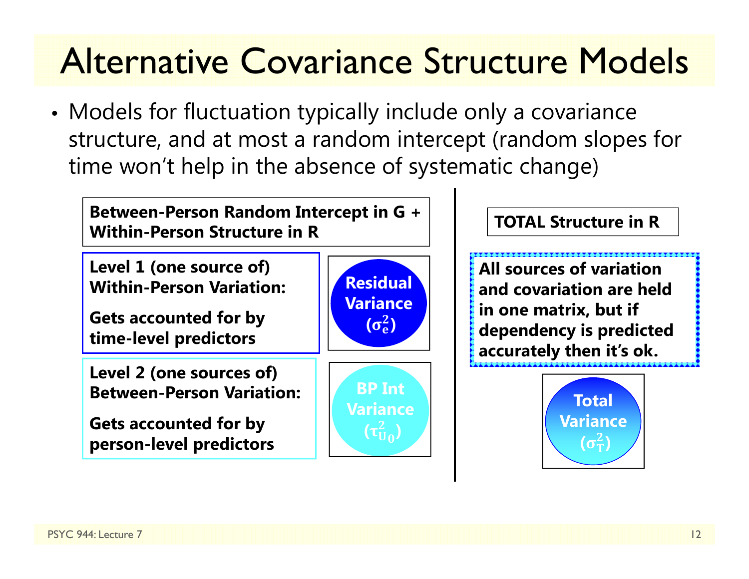# Alternative Covariance Structure Models

- Models for fluctuation typically include only a covariance structure, and at most a random intercept (random slopes for time won't help in the absence of systematic change)

**Between-Person Random Intercept in G + Within-Person Structure in R**

**Level 1 (one source of) Within-Person Variation:**

**Gets accounted for by time-level predictors**

**Residual Variance ($\sigma_e^2$)**

**Level 2 (one sources of) Between-Person Variation:**

**Gets accounted for by person-level predictors**

**BP Int Variance ($\tau_{U_0}^2$)**

**TOTAL Structure in R**

**All sources of variation and covariation are held in one matrix, but if dependency is predicted accurately then it's ok.**

**Total Variance ($\sigma_T^2$)**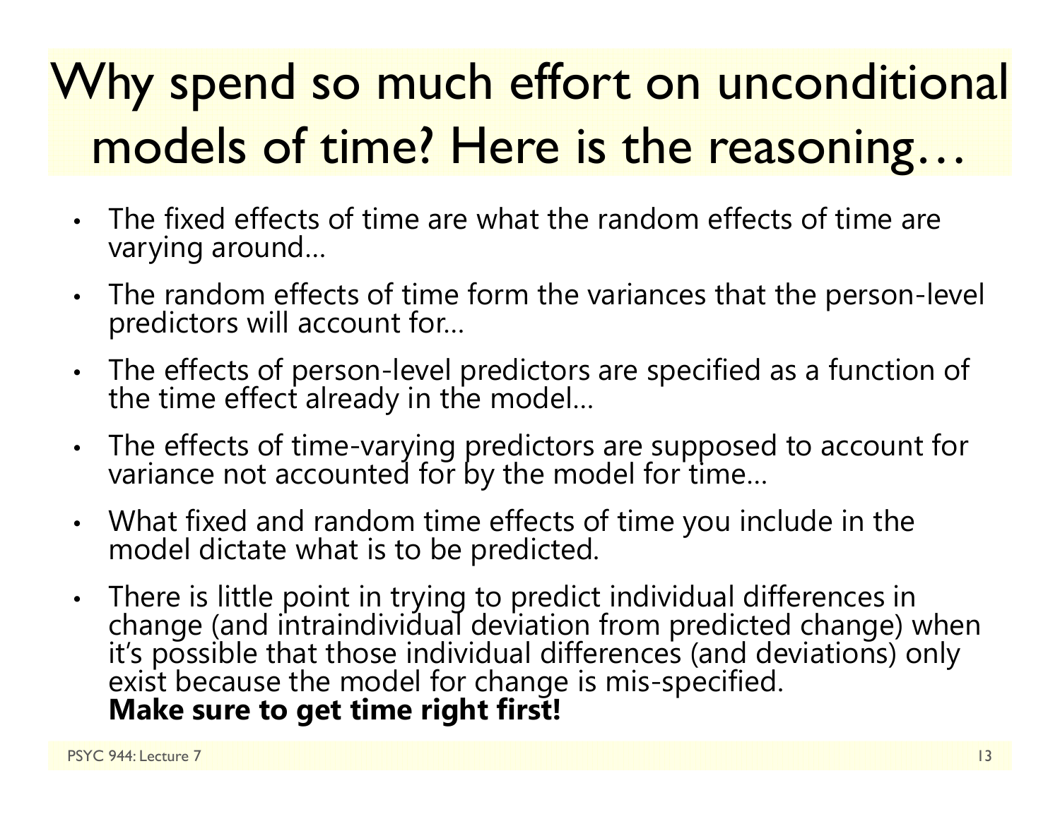# Why spend so much effort on unconditional models of time? Here is the reasoning…

- The fixed effects of time are what the random effects of time are varying around…
- The random effects of time form the variances that the person-level predictors will account for…
- The effects of person-level predictors are specified as a function of the time effect already in the model…
- The effects of time-varying predictors are supposed to account for variance not accounted for by the model for time…
- What fixed and random time effects of time you include in the model dictate what is to be predicted.
- There is little point in trying to predict individual differences in change (and intraindividual deviation from predicted change) when it's possible that those individual differences (and deviations) only exist because the model for change is mis-specified.
  **Make sure to get time right first!**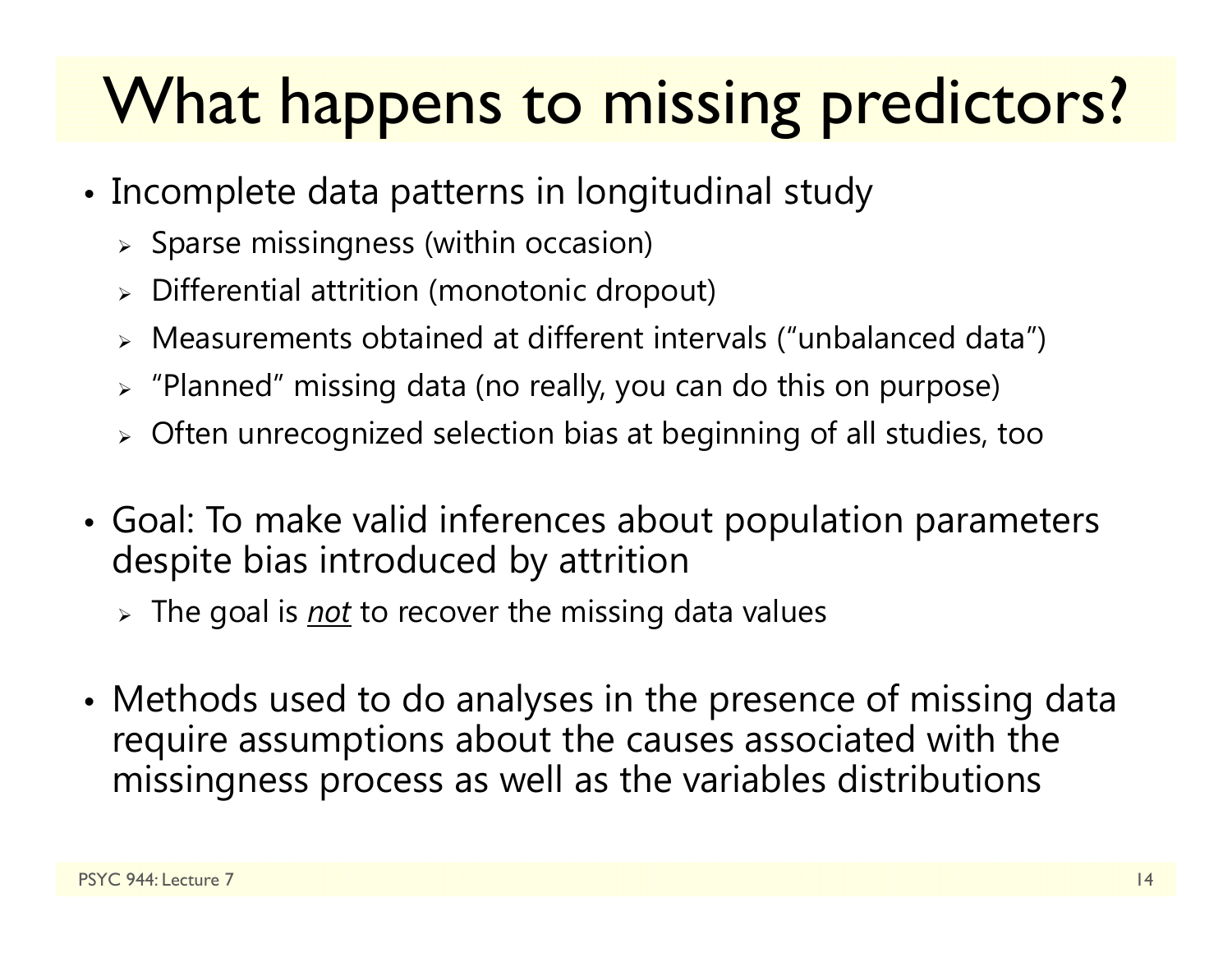# What happens to missing predictors?

- Incomplete data patterns in longitudinal study
  - Sparse missingness (within occasion)
  - Differential attrition (monotonic dropout)
  - Measurements obtained at different intervals ("unbalanced data")
  - "Planned" missing data (no really, you can do this on purpose)
  - Often unrecognized selection bias at beginning of all studies, too
- Goal: To make valid inferences about population parameters despite bias introduced by attrition
  - The goal is *<u>not</u>* to recover the missing data values
- Methods used to do analyses in the presence of missing data require assumptions about the causes associated with the missingness process as well as the variables distributions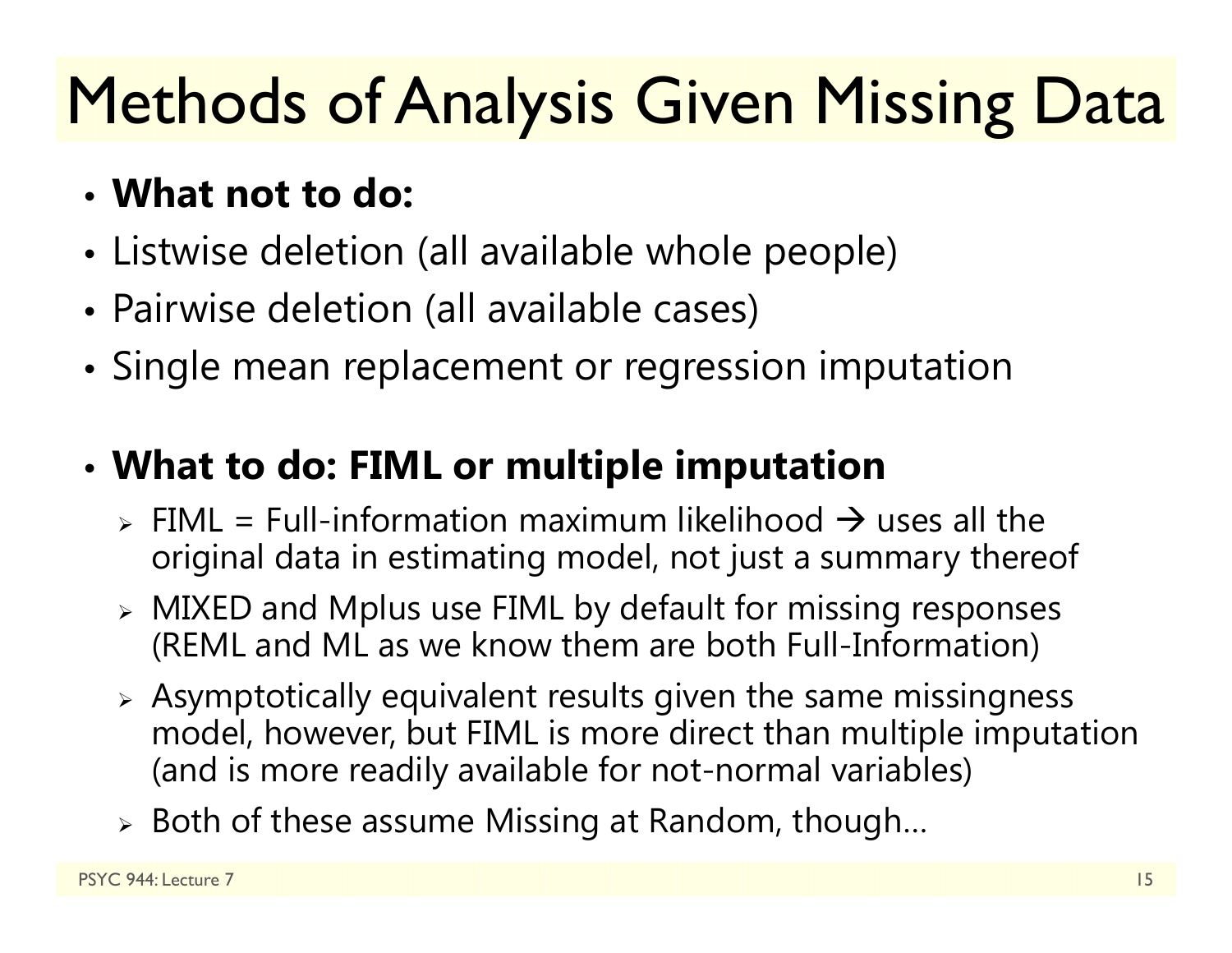# Methods of Analysis Given Missing Data

- **What not to do:**
- Listwise deletion (all available whole people)
- Pairwise deletion (all available cases)
- Single mean replacement or regression imputation

- **What to do: FIML or multiple imputation**
  - FIML = Full-information maximum likelihood → uses all the original data in estimating model, not just a summary thereof
  - MIXED and Mplus use FIML by default for missing responses (REML and ML as we know them are both Full-Information)
  - Asymptotically equivalent results given the same missingness model, however, but FIML is more direct than multiple imputation (and is more readily available for not-normal variables)
  - Both of these assume Missing at Random, though…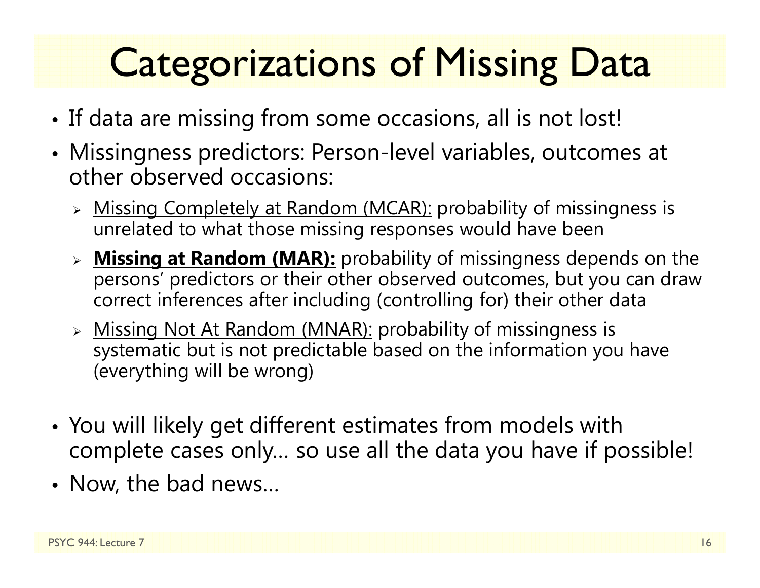# Categorizations of Missing Data

- If data are missing from some occasions, all is not lost!
- Missingness predictors: Person-level variables, outcomes at other observed occasions:
  - Missing Completely at Random (MCAR): probability of missingness is unrelated to what those missing responses would have been
  - **Missing at Random (MAR):** probability of missingness depends on the persons' predictors or their other observed outcomes, but you can draw correct inferences after including (controlling for) their other data
  - Missing Not At Random (MNAR): probability of missingness is systematic but is not predictable based on the information you have (everything will be wrong)
- You will likely get different estimates from models with complete cases only… so use all the data you have if possible!
- Now, the bad news…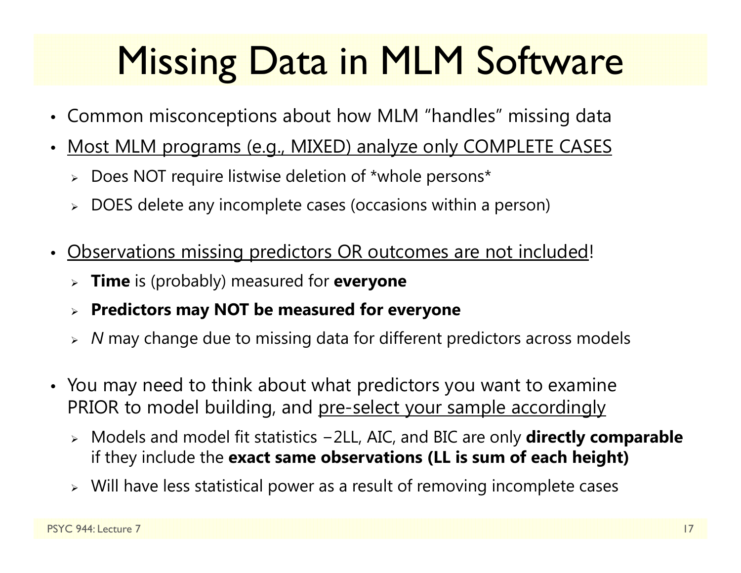# Missing Data in MLM Software

- Common misconceptions about how MLM "handles" missing data
- Most MLM programs (e.g., MIXED) analyze only COMPLETE CASES
  - Does NOT require listwise deletion of *whole persons*
  - DOES delete any incomplete cases (occasions within a person)
- Observations missing predictors OR outcomes are not included!
  - **Time** is (probably) measured for **everyone**
  - **Predictors may NOT be measured for everyone**
  - *N* may change due to missing data for different predictors across models
- You may need to think about what predictors you want to examine PRIOR to model building, and pre-select your sample accordingly
  - Models and model fit statistics −2LL, AIC, and BIC are only **directly comparable** if they include the **exact same observations (LL is sum of each height)**
  - Will have less statistical power as a result of removing incomplete cases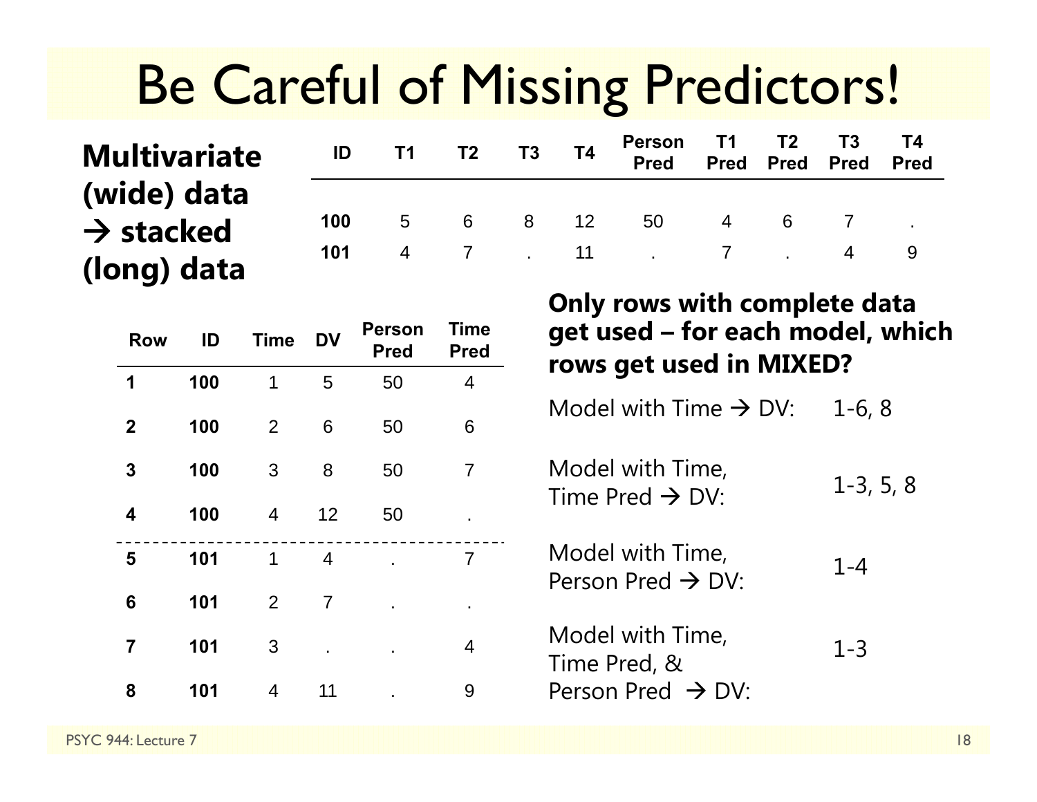# Be Careful of Missing Predictors!

**Multivariate (wide) data → stacked (long) data**

| ID | T1 | T2 | T3 | T4 | Person Pred | T1 Pred | T2 Pred | T3 Pred | T4 Pred |
|---|---|---|---|---|---|---|---|---|---|
| **100** | 5 | 6 | 8 | 12 | 50 | 4 | 6 | 7 | . |
| **101** | 4 | 7 | . | 11 | . | 7 | . | 4 | 9 |

| Row | ID | Time | DV | Person Pred | Time Pred |
|---|---|---|---|---|---|
| **1** | **100** | 1 | 5 | 50 | 4 |
| **2** | **100** | 2 | 6 | 50 | 6 |
| **3** | **100** | 3 | 8 | 50 | 7 |
| **4** | **100** | 4 | 12 | 50 | . |
| **5** | **101** | 1 | 4 | . | 7 |
| **6** | **101** | 2 | 7 | . | . |
| **7** | **101** | 3 | . | . | 4 |
| **8** | **101** | 4 | 11 | . | 9 |

**Only rows with complete data get used – for each model, which rows get used in MIXED?**

| Model | Rows used |
|---|---|
| Model with Time → DV: | 1-6, 8 |
| Model with Time, Time Pred → DV: | 1-3, 5, 8 |
| Model with Time, Person Pred → DV: | 1-4 |
| Model with Time, Time Pred, & Person Pred → DV: | 1-3 |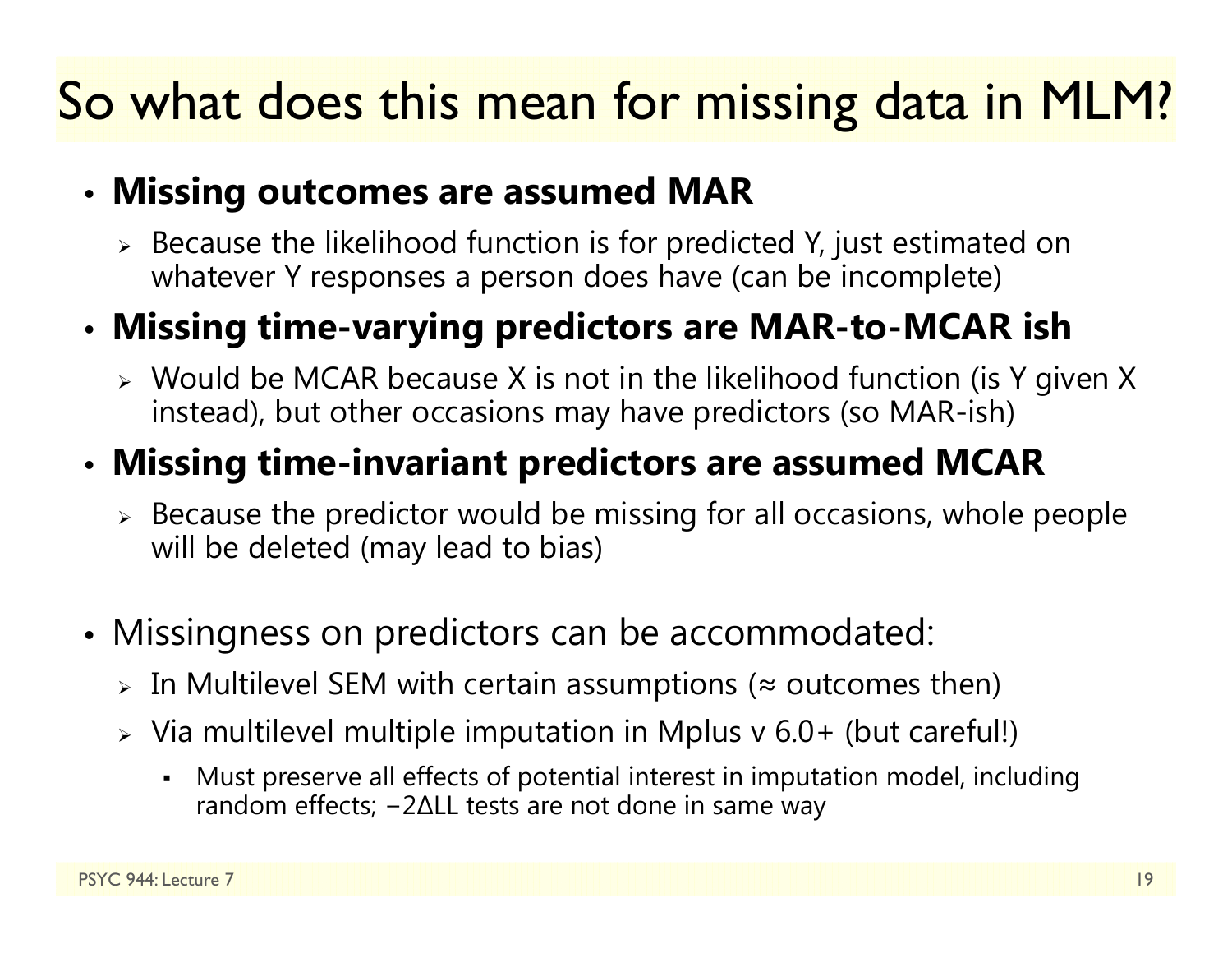# So what does this mean for missing data in MLM?

- **Missing outcomes are assumed MAR**
  - Because the likelihood function is for predicted Y, just estimated on whatever Y responses a person does have (can be incomplete)
- **Missing time-varying predictors are MAR-to-MCAR ish**
  - Would be MCAR because X is not in the likelihood function (is Y given X instead), but other occasions may have predictors (so MAR-ish)
- **Missing time-invariant predictors are assumed MCAR**
  - Because the predictor would be missing for all occasions, whole people will be deleted (may lead to bias)

- Missingness on predictors can be accommodated:
  - In Multilevel SEM with certain assumptions (≈ outcomes then)
  - Via multilevel multiple imputation in Mplus v 6.0+ (but careful!)
    - Must preserve all effects of potential interest in imputation model, including random effects; $-2\Delta LL$ tests are not done in same way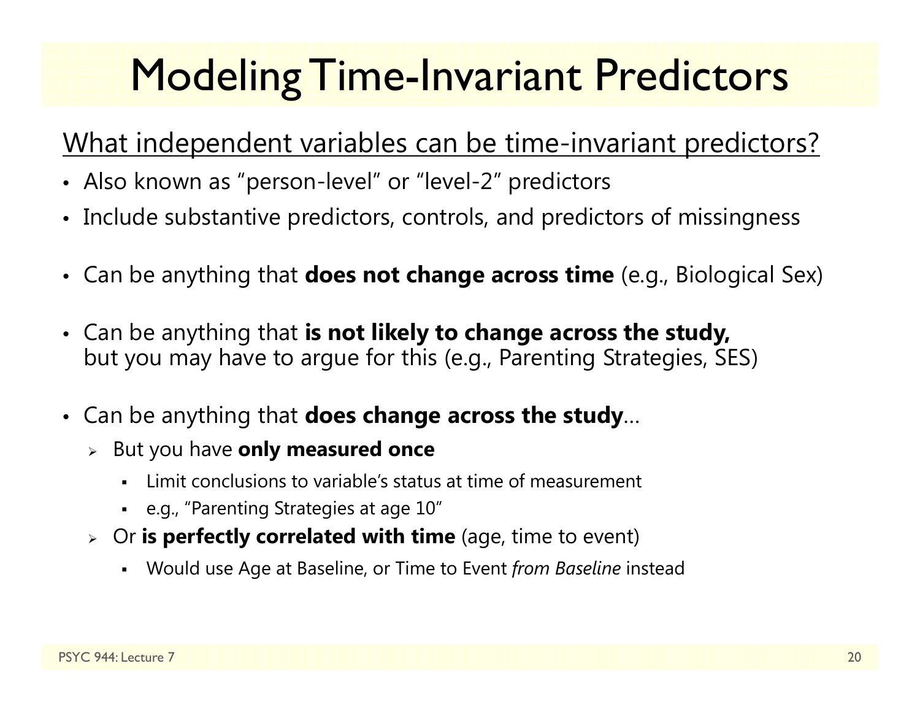# Modeling Time-Invariant Predictors

What independent variables can be time-invariant predictors?

- Also known as "person-level" or "level-2" predictors
- Include substantive predictors, controls, and predictors of missingness
- Can be anything that **does not change across time** (e.g., Biological Sex)
- Can be anything that **is not likely to change across the study,** but you may have to argue for this (e.g., Parenting Strategies, SES)
- Can be anything that **does change across the study**…
  - But you have **only measured once**
    - Limit conclusions to variable's status at time of measurement
    - e.g., "Parenting Strategies at age 10"
  - Or **is perfectly correlated with time** (age, time to event)
    - Would use Age at Baseline, or Time to Event *from Baseline* instead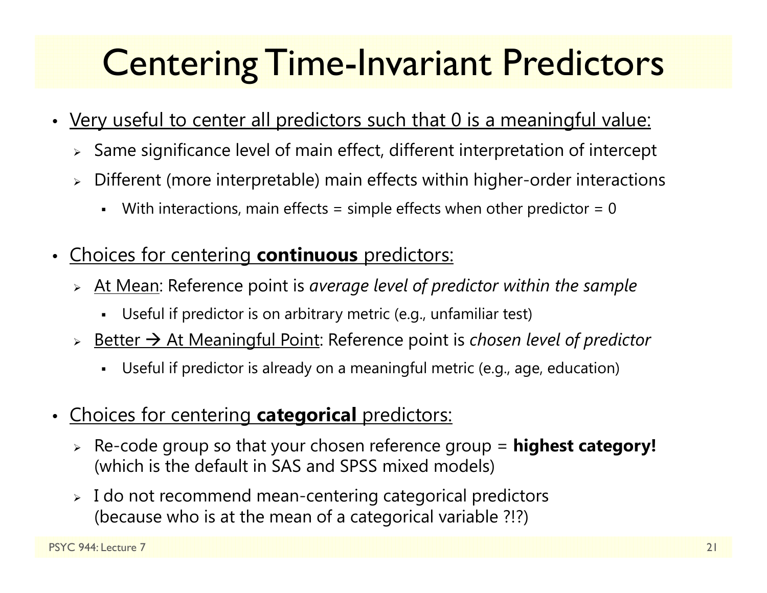# Centering Time-Invariant Predictors

- Very useful to center all predictors such that 0 is a meaningful value:
  - Same significance level of main effect, different interpretation of intercept
  - Different (more interpretable) main effects within higher-order interactions
    - With interactions, main effects = simple effects when other predictor = 0

- Choices for centering **continuous** predictors:
  - At Mean: Reference point is *average level of predictor within the sample*
    - Useful if predictor is on arbitrary metric (e.g., unfamiliar test)
  - Better → At Meaningful Point: Reference point is *chosen level of predictor*
    - Useful if predictor is already on a meaningful metric (e.g., age, education)

- Choices for centering **categorical** predictors:
  - Re-code group so that your chosen reference group = **highest category!** (which is the default in SAS and SPSS mixed models)
  - I do not recommend mean-centering categorical predictors (because who is at the mean of a categorical variable ?!?)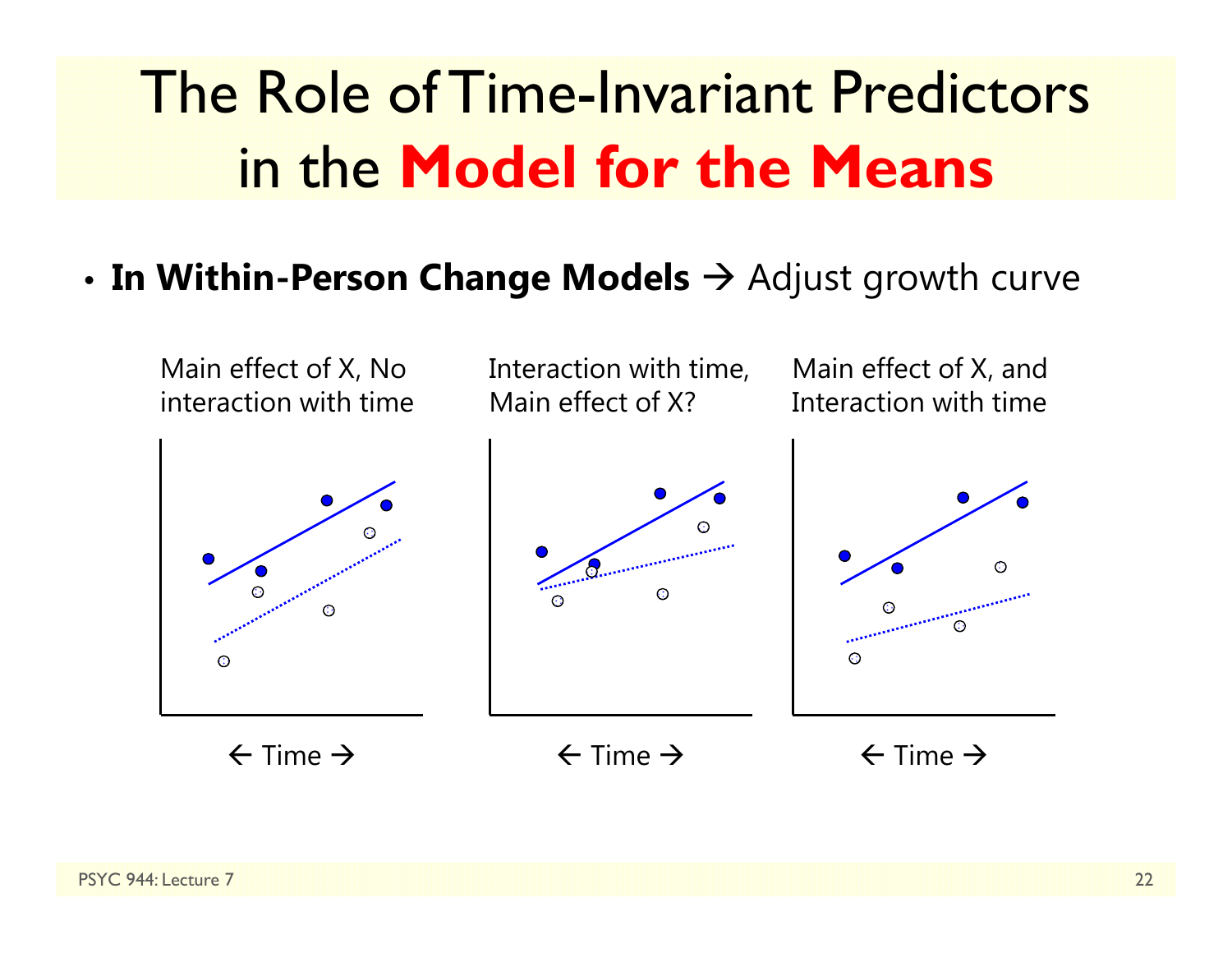# The Role of Time-Invariant Predictors in the **Model for the Means**

- **In Within-Person Change Models** → Adjust growth curve

Main effect of X, No interaction with time

← Time →

Interaction with time, Main effect of X?

← Time →

Main effect of X, and Interaction with time

← Time →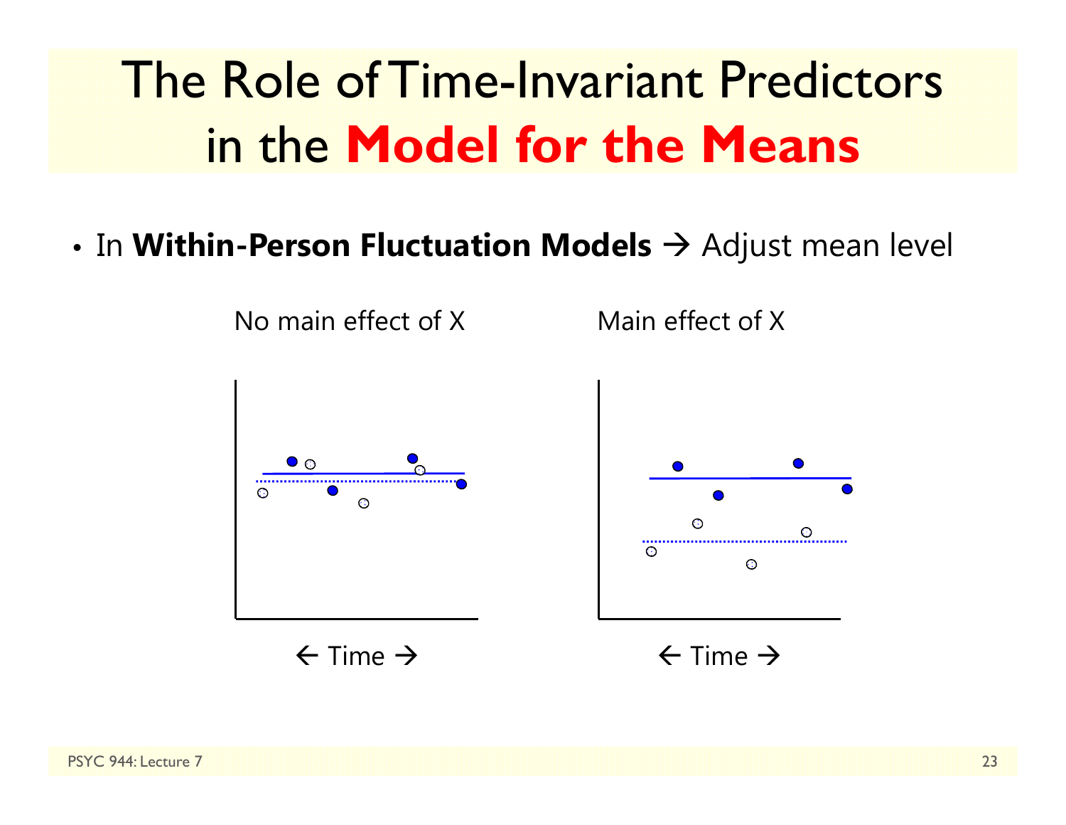# The Role of Time-Invariant Predictors in the **Model for the Means**

- In **Within-Person Fluctuation Models** → Adjust mean level

No main effect of X

← Time →

Main effect of X

← Time →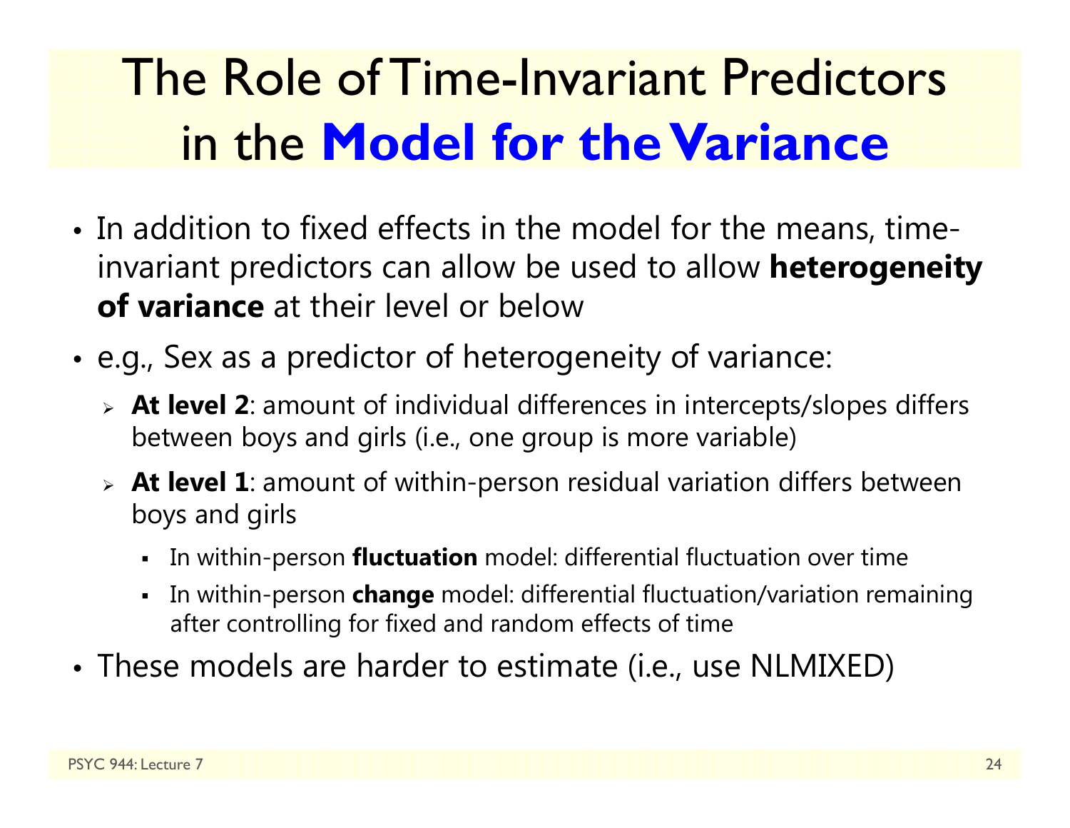# The Role of Time-Invariant Predictors in the **Model for the Variance**

- In addition to fixed effects in the model for the means, time-invariant predictors can allow be used to allow **heterogeneity of variance** at their level or below
- e.g., Sex as a predictor of heterogeneity of variance:
  - **At level 2**: amount of individual differences in intercepts/slopes differs between boys and girls (i.e., one group is more variable)
  - **At level 1**: amount of within-person residual variation differs between boys and girls
    - In within-person **fluctuation** model: differential fluctuation over time
    - In within-person **change** model: differential fluctuation/variation remaining after controlling for fixed and random effects of time
- These models are harder to estimate (i.e., use NLMIXED)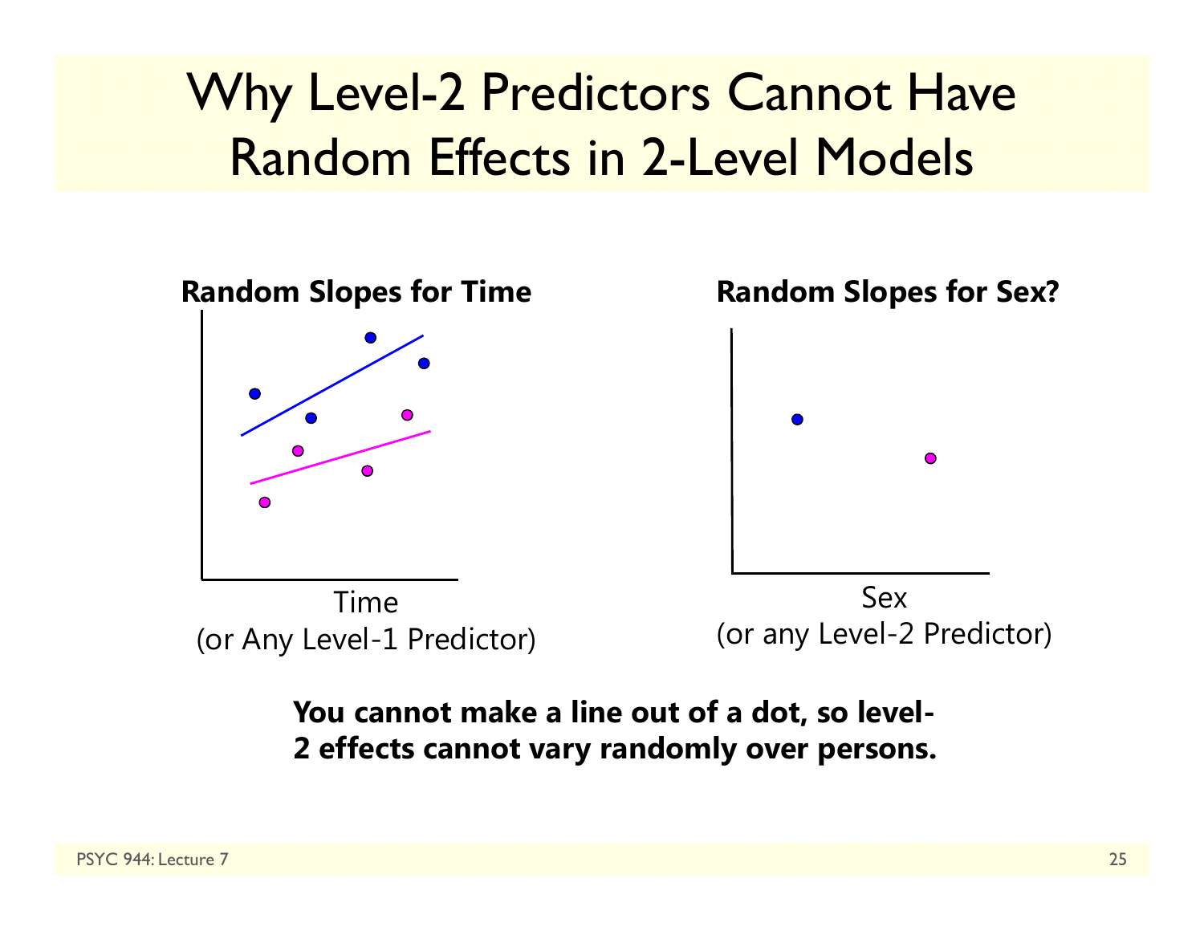# Why Level-2 Predictors Cannot Have Random Effects in 2-Level Models

**Random Slopes for Time**

Time
(or Any Level-1 Predictor)

**Random Slopes for Sex?**

Sex
(or any Level-2 Predictor)

**You cannot make a line out of a dot, so level-2 effects cannot vary randomly over persons.**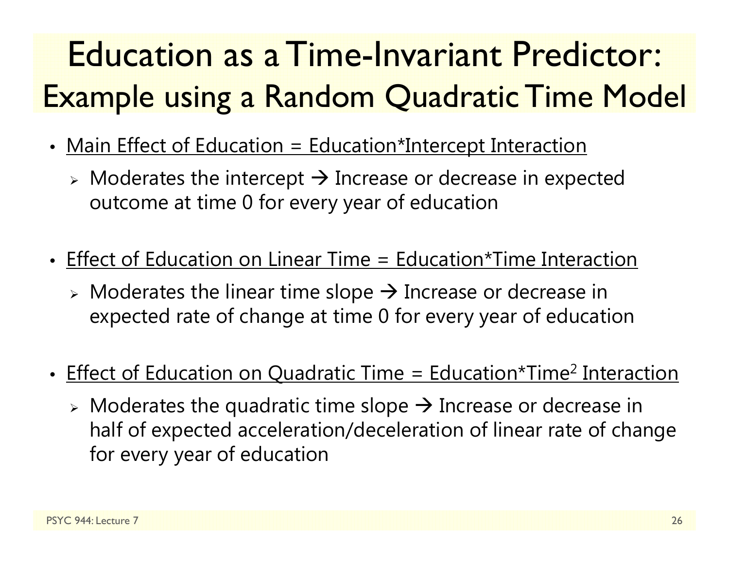# Education as a Time-Invariant Predictor: Example using a Random Quadratic Time Model

- Main Effect of Education = Education*Intercept Interaction
  - Moderates the intercept → Increase or decrease in expected outcome at time 0 for every year of education

- Effect of Education on Linear Time = Education*Time Interaction
  - Moderates the linear time slope → Increase or decrease in expected rate of change at time 0 for every year of education

- Effect of Education on Quadratic Time = Education*Time$^2$ Interaction
  - Moderates the quadratic time slope → Increase or decrease in half of expected acceleration/deceleration of linear rate of change for every year of education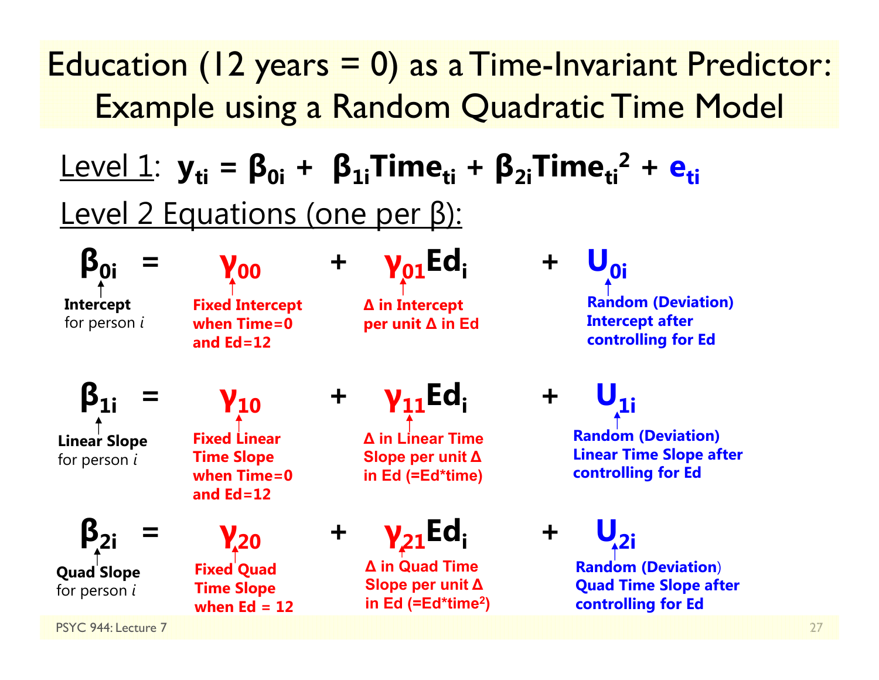# Education (12 years = 0) as a Time-Invariant Predictor: Example using a Random Quadratic Time Model

Level 1: $\mathbf{y_{ti} = \beta_{0i} + \beta_{1i}Time_{ti} + \beta_{2i}Time_{ti}^2 + e_{ti}}$

Level 2 Equations (one per β):

$$\beta_{0i} = \gamma_{00} + \gamma_{01}Ed_i + U_{0i}$$

- $\beta_{0i}$: **Intercept** for person *i*
- $\gamma_{00}$: **Fixed Intercept when Time=0 and Ed=12**
- $\gamma_{01}$: **Δ in Intercept per unit Δ in Ed**
- $U_{0i}$: **Random (Deviation) Intercept after controlling for Ed**

$$\beta_{1i} = \gamma_{10} + \gamma_{11}Ed_i + U_{1i}$$

- $\beta_{1i}$: **Linear Slope** for person *i*
- $\gamma_{10}$: **Fixed Linear Time Slope when Time=0 and Ed=12**
- $\gamma_{11}$: **Δ in Linear Time Slope per unit Δ in Ed (=Ed*time)**
- $U_{1i}$: **Random (Deviation) Linear Time Slope after controlling for Ed**

$$\beta_{2i} = \gamma_{20} + \gamma_{21}Ed_i + U_{2i}$$

- $\beta_{2i}$: **Quad Slope** for person *i*
- $\gamma_{20}$: **Fixed Quad Time Slope when Ed = 12**
- $\gamma_{21}$: **Δ in Quad Time Slope per unit Δ in Ed (=Ed*time$^2$)**
- $U_{2i}$: **Random (Deviation) Quad Time Slope after controlling for Ed**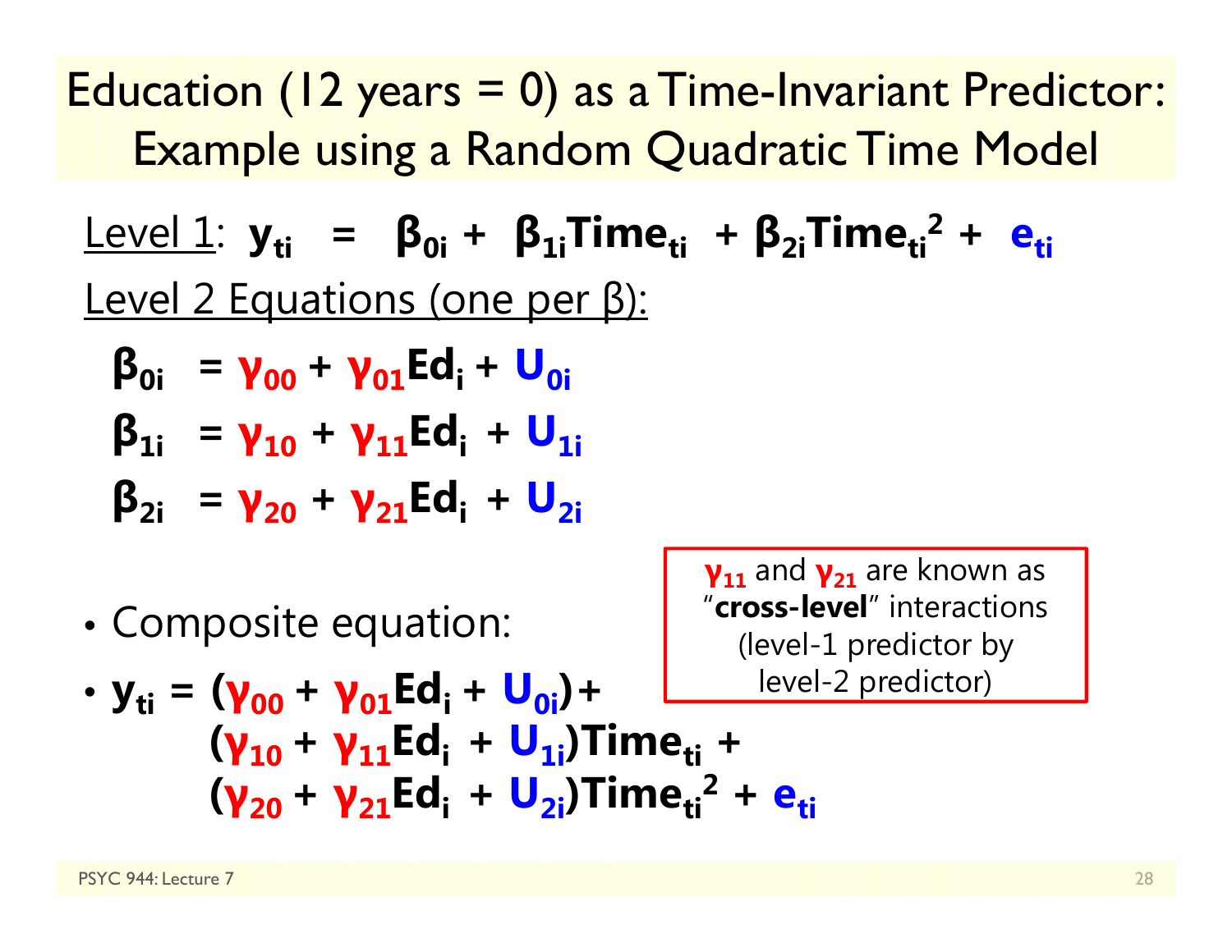# Education (12 years = 0) as a Time-Invariant Predictor: Example using a Random Quadratic Time Model

Level 1: $y_{ti} = \beta_{0i} + \beta_{1i}Time_{ti} + \beta_{2i}Time_{ti}^2 + e_{ti}$

Level 2 Equations (one per β):

$$\beta_{0i} = \gamma_{00} + \gamma_{01}Ed_i + U_{0i}$$

$$\beta_{1i} = \gamma_{10} + \gamma_{11}Ed_i + U_{1i}$$

$$\beta_{2i} = \gamma_{20} + \gamma_{21}Ed_i + U_{2i}$$

- Composite equation:
- $y_{ti} = (\gamma_{00} + \gamma_{01}Ed_i + U_{0i}) + (\gamma_{10} + \gamma_{11}Ed_i + U_{1i})Time_{ti} + (\gamma_{20} + \gamma_{21}Ed_i + U_{2i})Time_{ti}^2 + e_{ti}$

$\gamma_{11}$ and $\gamma_{21}$ are known as "**cross-level**" interactions (level-1 predictor by level-2 predictor)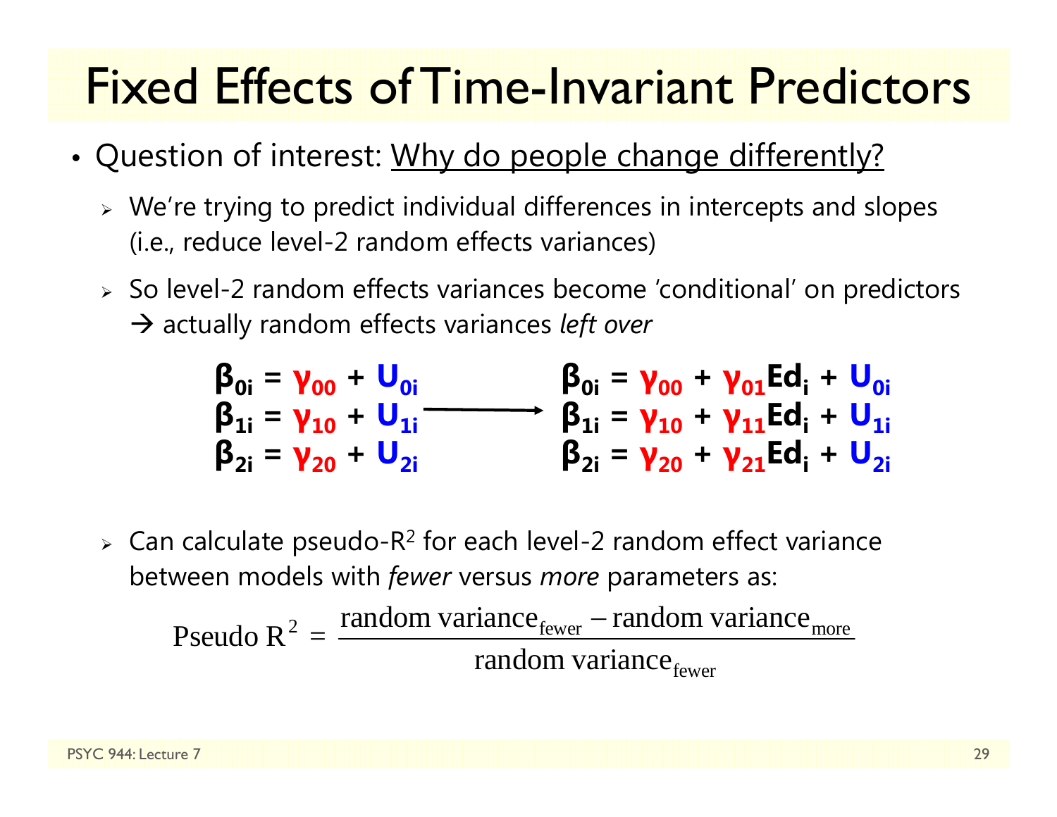# Fixed Effects of Time-Invariant Predictors

- Question of interest: Why do people change differently?
  - We're trying to predict individual differences in intercepts and slopes (i.e., reduce level-2 random effects variances)
  - So level-2 random effects variances become 'conditional' on predictors → actually random effects variances *left over*

$$
\begin{aligned}
\beta_{0i} &= \gamma_{00} + U_{0i} \\
\beta_{1i} &= \gamma_{10} + U_{1i} \\
\beta_{2i} &= \gamma_{20} + U_{2i}
\end{aligned}
\quad \longrightarrow \quad
\begin{aligned}
\beta_{0i} &= \gamma_{00} + \gamma_{01}Ed_i + U_{0i} \\
\beta_{1i} &= \gamma_{10} + \gamma_{11}Ed_i + U_{1i} \\
\beta_{2i} &= \gamma_{20} + \gamma_{21}Ed_i + U_{2i}
\end{aligned}
$$

  - Can calculate pseudo-$R^2$ for each level-2 random effect variance between models with *fewer* versus *more* parameters as:

$$\text{Pseudo } R^2 = \frac{\text{random variance}_{\text{fewer}} - \text{random variance}_{\text{more}}}{\text{random variance}_{\text{fewer}}}$$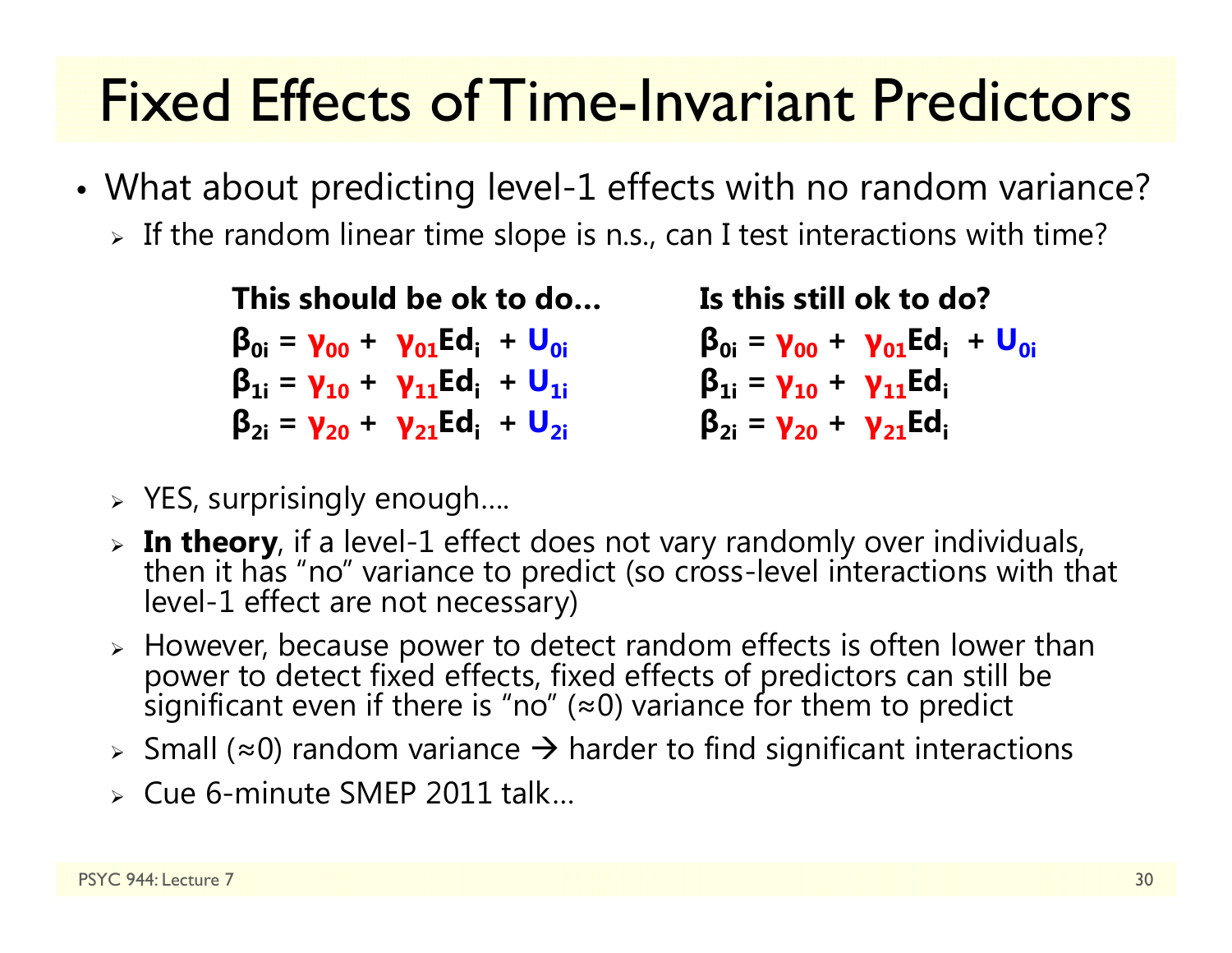# Fixed Effects of Time-Invariant Predictors

- What about predicting level-1 effects with no random variance?
  - If the random linear time slope is n.s., can I test interactions with time?

**This should be ok to do…**

$$\beta_{0i} = \gamma_{00} + \gamma_{01}Ed_i + U_{0i}$$
$$\beta_{1i} = \gamma_{10} + \gamma_{11}Ed_i + U_{1i}$$
$$\beta_{2i} = \gamma_{20} + \gamma_{21}Ed_i + U_{2i}$$

**Is this still ok to do?**

$$\beta_{0i} = \gamma_{00} + \gamma_{01}Ed_i + U_{0i}$$
$$\beta_{1i} = \gamma_{10} + \gamma_{11}Ed_i$$
$$\beta_{2i} = \gamma_{20} + \gamma_{21}Ed_i$$

  - YES, surprisingly enough….
  - **In theory**, if a level-1 effect does not vary randomly over individuals, then it has "no" variance to predict (so cross-level interactions with that level-1 effect are not necessary)
  - However, because power to detect random effects is often lower than power to detect fixed effects, fixed effects of predictors can still be significant even if there is "no" (≈0) variance for them to predict
  - Small (≈0) random variance → harder to find significant interactions
  - Cue 6-minute SMEP 2011 talk…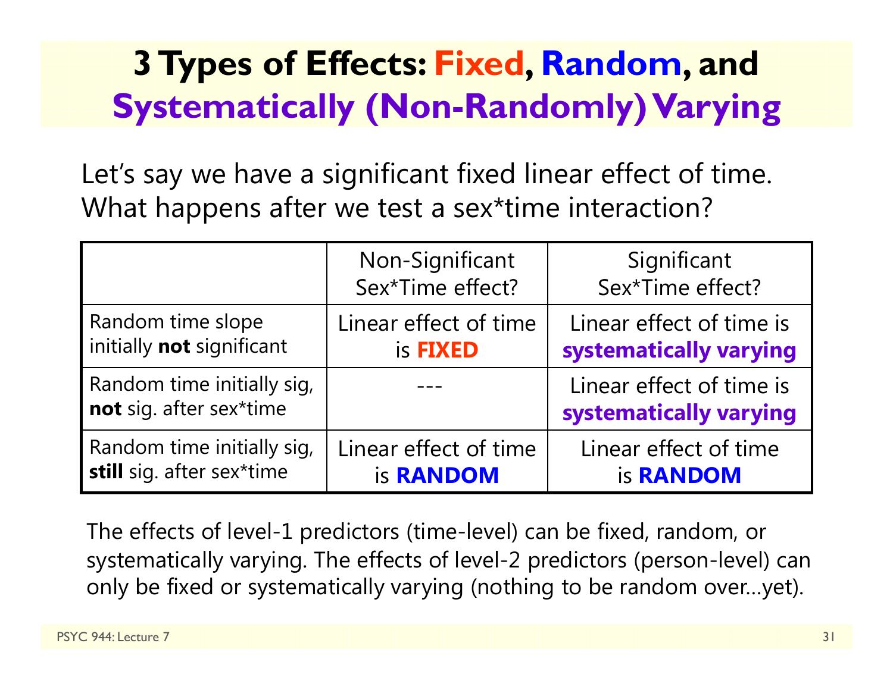# 3 Types of Effects: Fixed, Random, and Systematically (Non-Randomly) Varying

Let's say we have a significant fixed linear effect of time. What happens after we test a sex*time interaction?

| | Non-Significant Sex*Time effect? | Significant Sex*Time effect? |
|---|---|---|
| Random time slope initially **not** significant | Linear effect of time is **FIXED** | Linear effect of time is **systematically varying** |
| Random time initially sig, **not** sig. after sex*time | --- | Linear effect of time is **systematically varying** |
| Random time initially sig, **still** sig. after sex*time | Linear effect of time is **RANDOM** | Linear effect of time is **RANDOM** |

The effects of level-1 predictors (time-level) can be fixed, random, or systematically varying. The effects of level-2 predictors (person-level) can only be fixed or systematically varying (nothing to be random over…yet).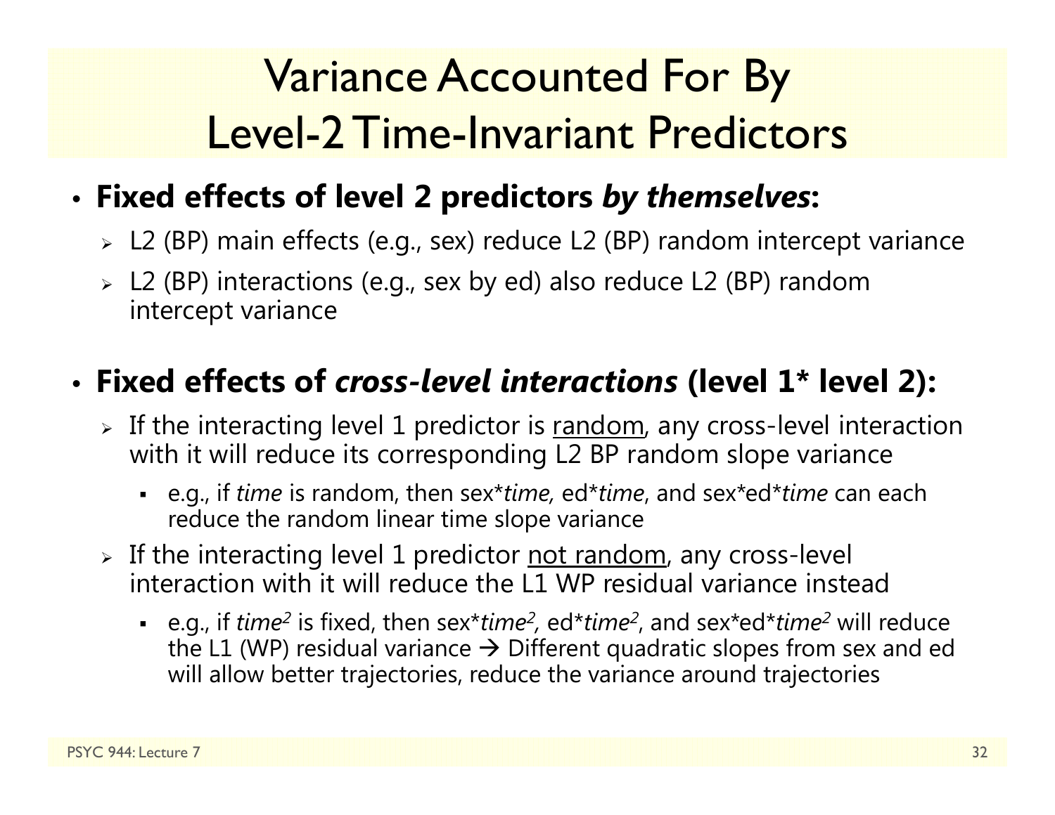# Variance Accounted For By Level-2 Time-Invariant Predictors

- **Fixed effects of level 2 predictors *by themselves*:**
  - L2 (BP) main effects (e.g., sex) reduce L2 (BP) random intercept variance
  - L2 (BP) interactions (e.g., sex by ed) also reduce L2 (BP) random intercept variance

- **Fixed effects of *cross-level interactions* (level 1* level 2):**
  - If the interacting level 1 predictor is <u>random</u>, any cross-level interaction with it will reduce its corresponding L2 BP random slope variance
    - e.g., if *time* is random, then sex\**time*, ed\**time*, and sex\*ed\**time* can each reduce the random linear time slope variance
  - If the interacting level 1 predictor <u>not random</u>, any cross-level interaction with it will reduce the L1 WP residual variance instead
    - e.g., if $time^2$ is fixed, then sex\*$time^2$, ed\*$time^2$, and sex\*ed\*$time^2$ will reduce the L1 (WP) residual variance → Different quadratic slopes from sex and ed will allow better trajectories, reduce the variance around trajectories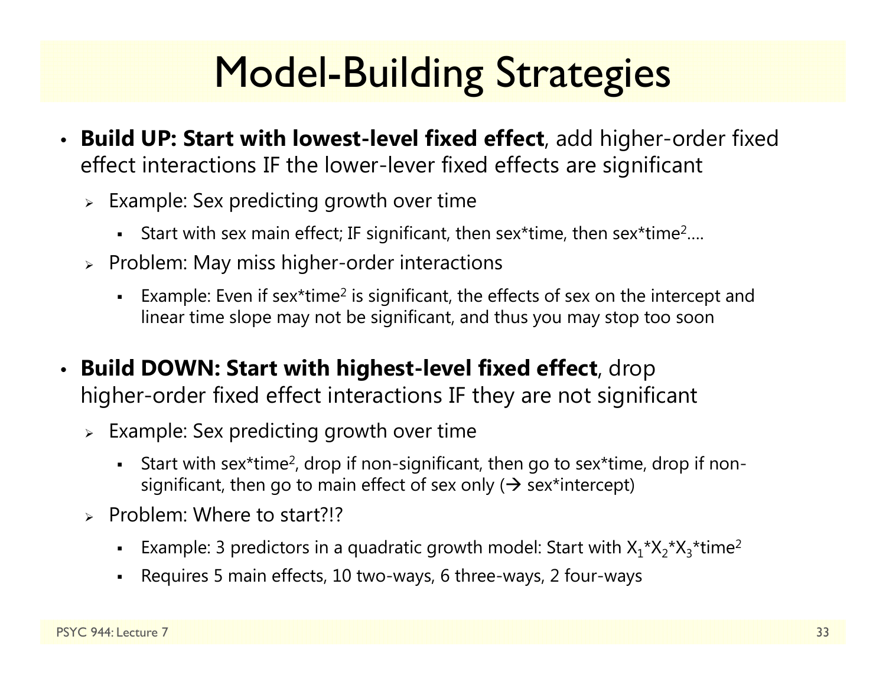# Model-Building Strategies

- **Build UP: Start with lowest-level fixed effect**, add higher-order fixed effect interactions IF the lower-lever fixed effects are significant
  - Example: Sex predicting growth over time
    - Start with sex main effect; IF significant, then sex*time, then sex*$time^2$….
  - Problem: May miss higher-order interactions
    - Example: Even if sex*$time^2$ is significant, the effects of sex on the intercept and linear time slope may not be significant, and thus you may stop too soon

- **Build DOWN: Start with highest-level fixed effect**, drop higher-order fixed effect interactions IF they are not significant
  - Example: Sex predicting growth over time
    - Start with sex*$time^2$, drop if non-significant, then go to sex*time, drop if non-significant, then go to main effect of sex only (→ sex*intercept)
  - Problem: Where to start?!?
    - Example: 3 predictors in a quadratic growth model: Start with $X_1$*$X_2$*$X_3$*$time^2$
    - Requires 5 main effects, 10 two-ways, 6 three-ways, 2 four-ways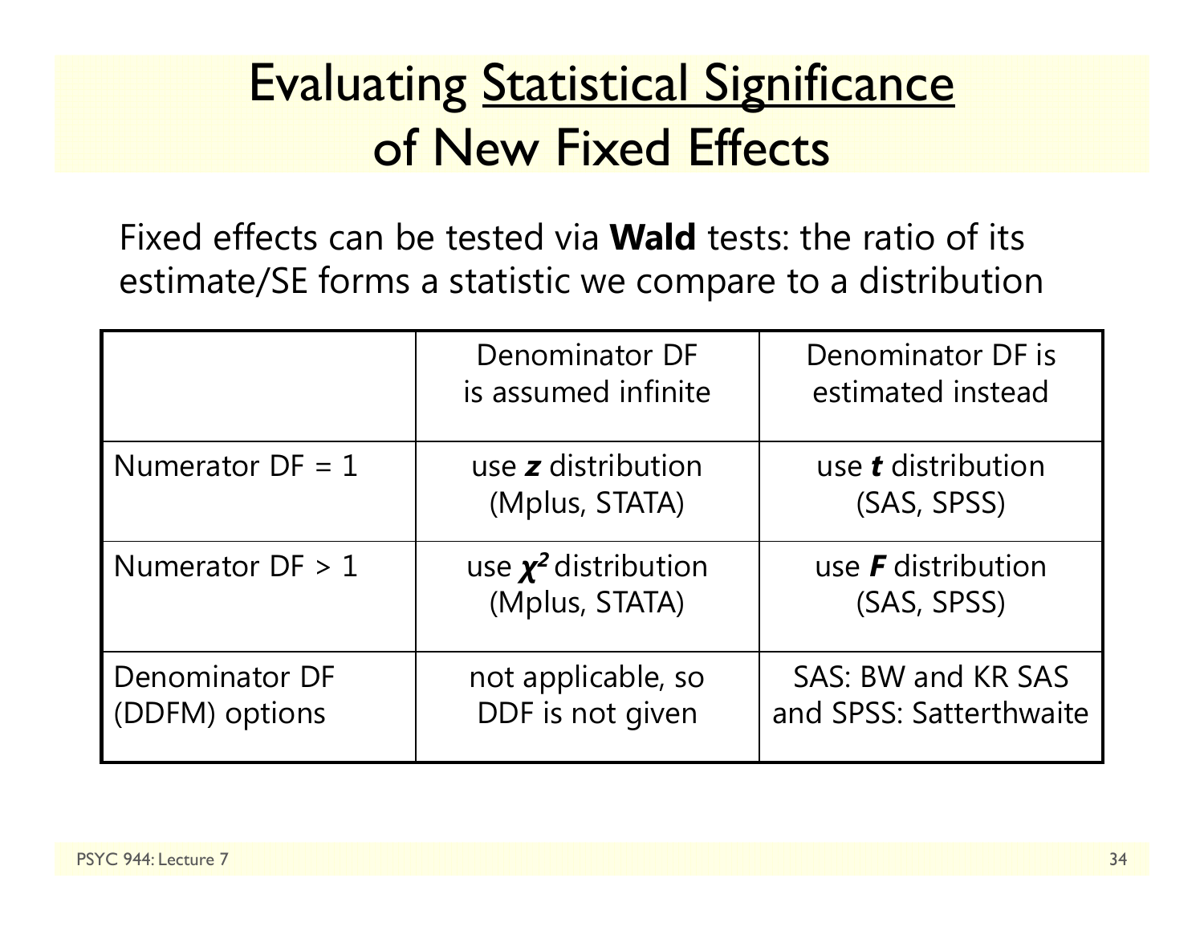# Evaluating Statistical Significance of New Fixed Effects

Fixed effects can be tested via **Wald** tests: the ratio of its estimate/SE forms a statistic we compare to a distribution

| | Denominator DF is assumed infinite | Denominator DF is estimated instead |
|---|---|---|
| Numerator DF = 1 | use ***z*** distribution (Mplus, STATA) | use ***t*** distribution (SAS, SPSS) |
| Numerator DF > 1 | use $\chi^2$ distribution (Mplus, STATA) | use ***F*** distribution (SAS, SPSS) |
| Denominator DF (DDFM) options | not applicable, so DDF is not given | SAS: BW and KR SAS and SPSS: Satterthwaite |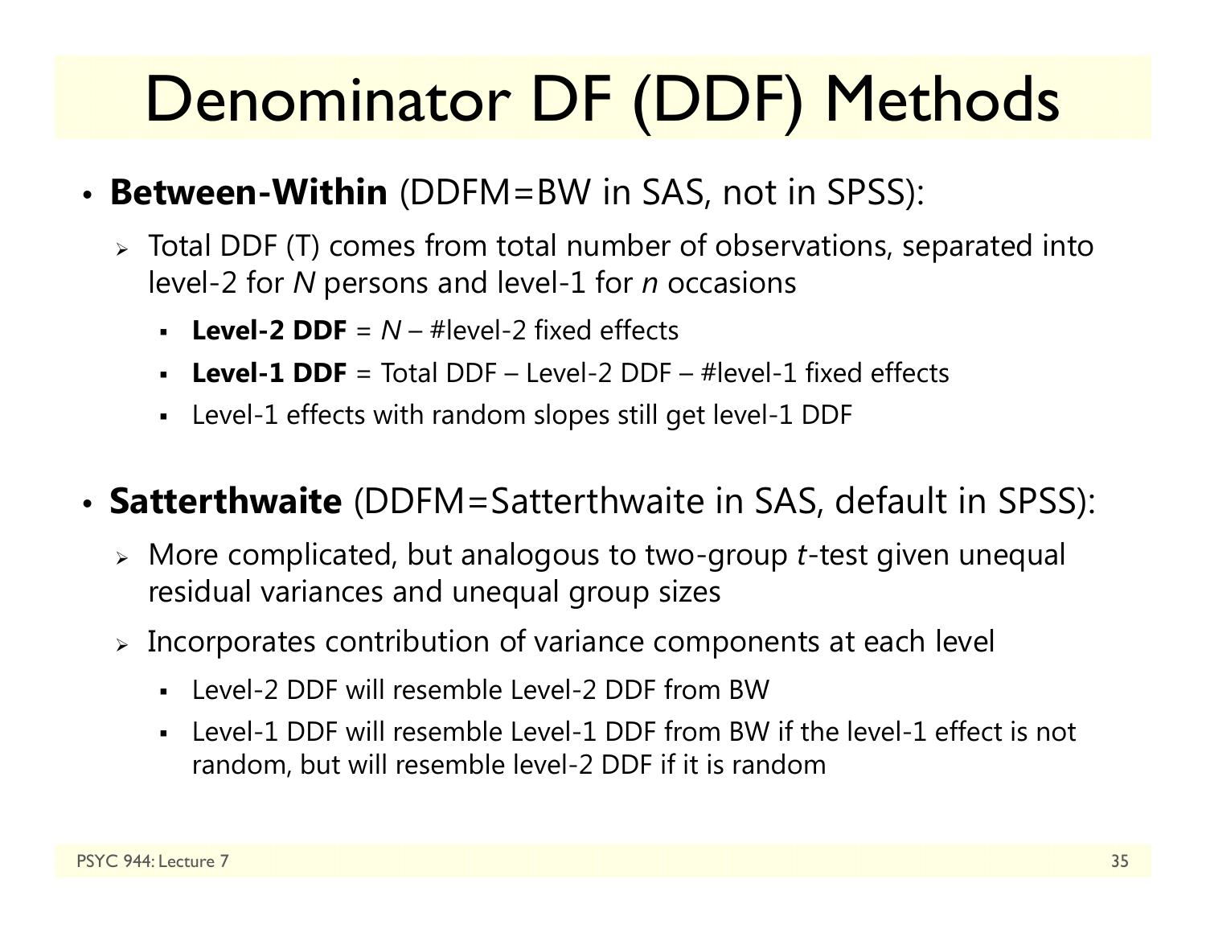# Denominator DF (DDF) Methods

- **Between-Within** (DDFM=BW in SAS, not in SPSS):
  - Total DDF (T) comes from total number of observations, separated into level-2 for *N* persons and level-1 for *n* occasions
    - **Level-2 DDF** = *N* – #level-2 fixed effects
    - **Level-1 DDF** = Total DDF – Level-2 DDF – #level-1 fixed effects
    - Level-1 effects with random slopes still get level-1 DDF
- **Satterthwaite** (DDFM=Satterthwaite in SAS, default in SPSS):
  - More complicated, but analogous to two-group *t*-test given unequal residual variances and unequal group sizes
  - Incorporates contribution of variance components at each level
    - Level-2 DDF will resemble Level-2 DDF from BW
    - Level-1 DDF will resemble Level-1 DDF from BW if the level-1 effect is not random, but will resemble level-2 DDF if it is random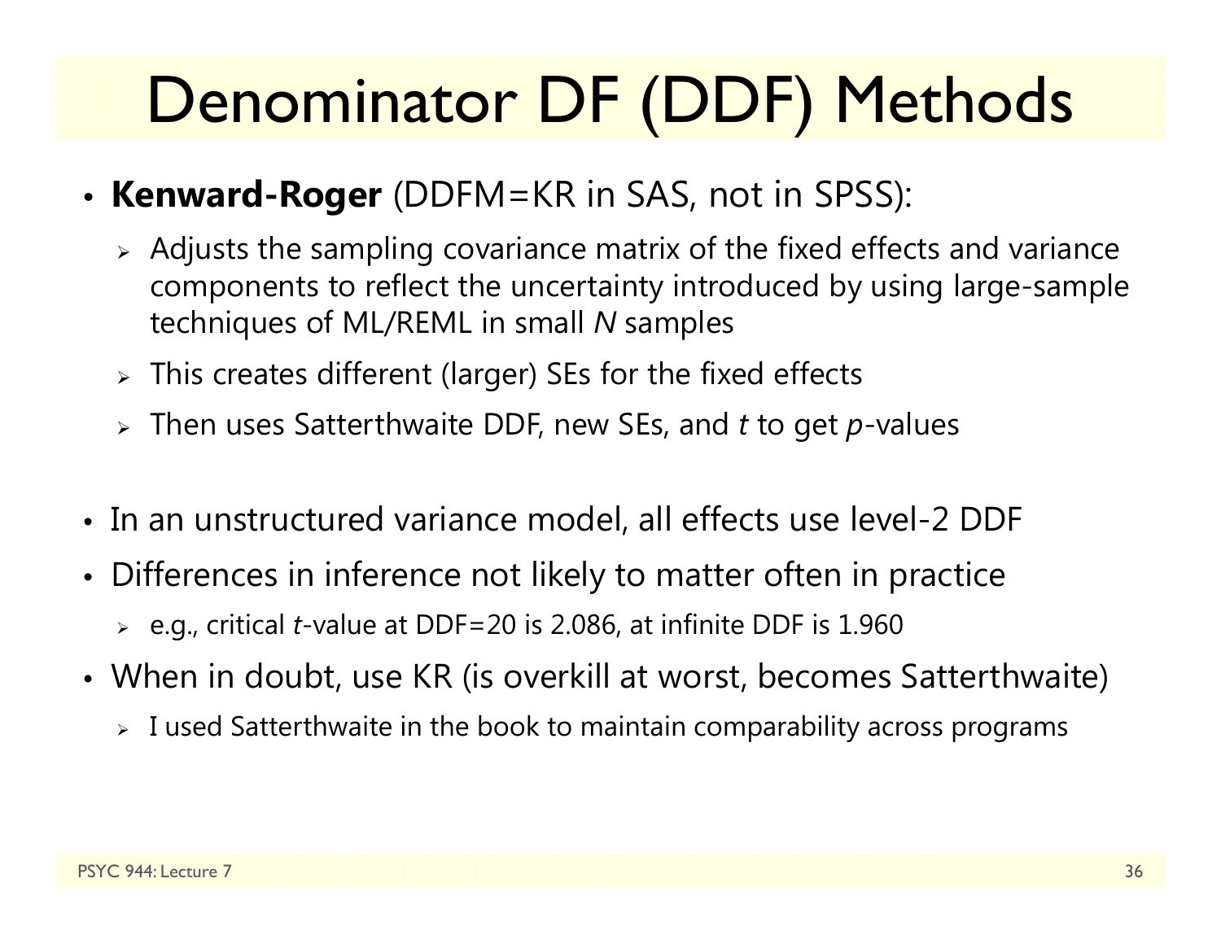# Denominator DF (DDF) Methods

- **Kenward-Roger** (DDFM=KR in SAS, not in SPSS):
  - Adjusts the sampling covariance matrix of the fixed effects and variance components to reflect the uncertainty introduced by using large-sample techniques of ML/REML in small *N* samples
  - This creates different (larger) SEs for the fixed effects
  - Then uses Satterthwaite DDF, new SEs, and *t* to get *p*-values

- In an unstructured variance model, all effects use level-2 DDF
- Differences in inference not likely to matter often in practice
  - e.g., critical *t*-value at DDF=20 is 2.086, at infinite DDF is 1.960
- When in doubt, use KR (is overkill at worst, becomes Satterthwaite)
  - I used Satterthwaite in the book to maintain comparability across programs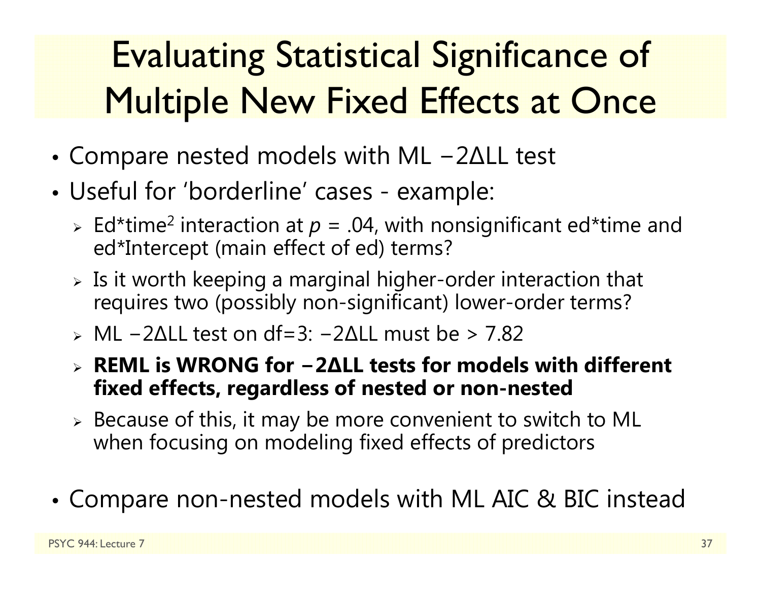# Evaluating Statistical Significance of Multiple New Fixed Effects at Once

- Compare nested models with ML −2ΔLL test
- Useful for 'borderline' cases - example:
  - Ed*time$^2$ interaction at $p$ = .04, with nonsignificant ed*time and ed*Intercept (main effect of ed) terms?
  - Is it worth keeping a marginal higher-order interaction that requires two (possibly non-significant) lower-order terms?
  - ML −2ΔLL test on df=3: −2ΔLL must be > 7.82
  - **REML is WRONG for −2ΔLL tests for models with different fixed effects, regardless of nested or non-nested**
  - Because of this, it may be more convenient to switch to ML when focusing on modeling fixed effects of predictors
- Compare non-nested models with ML AIC & BIC instead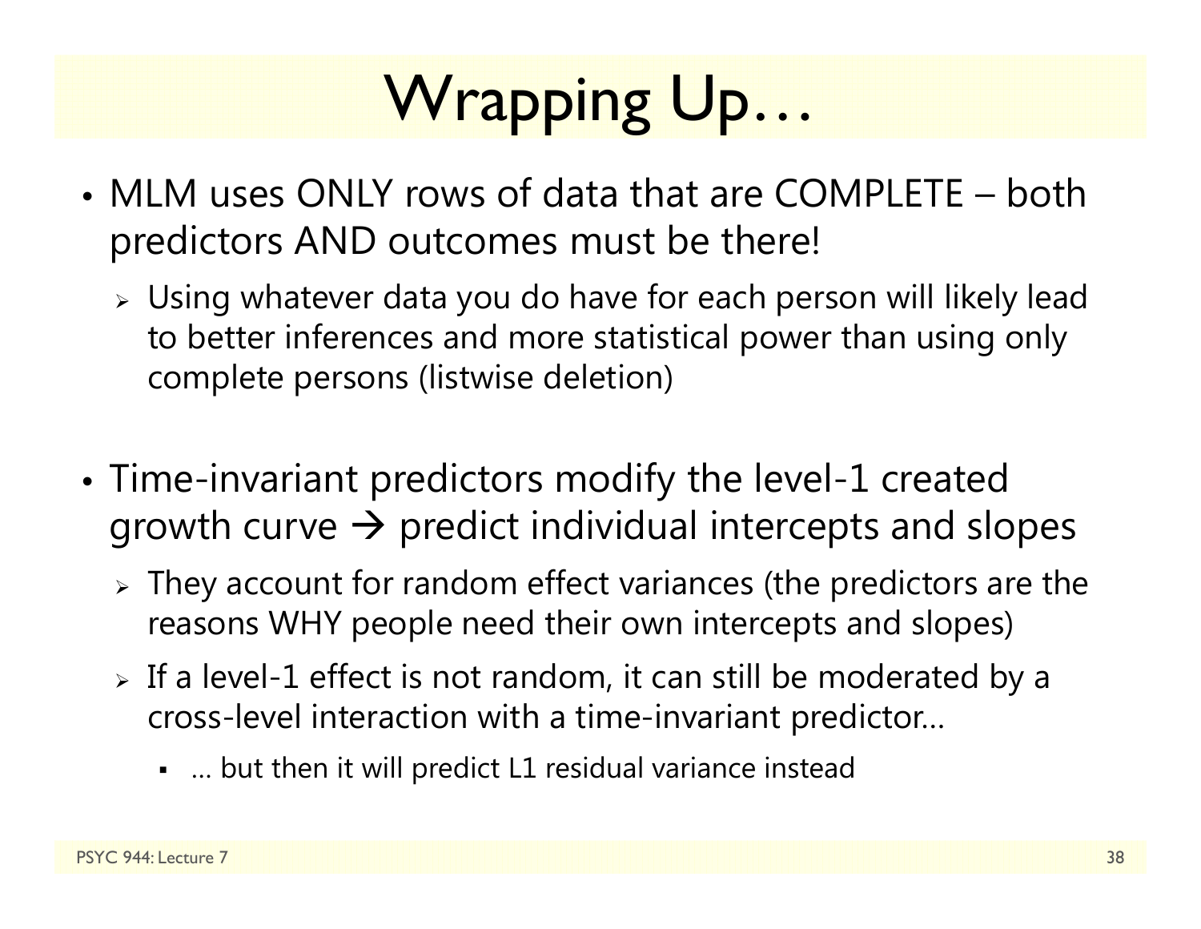# Wrapping Up…

- MLM uses ONLY rows of data that are COMPLETE – both predictors AND outcomes must be there!
  - Using whatever data you do have for each person will likely lead to better inferences and more statistical power than using only complete persons (listwise deletion)

- Time-invariant predictors modify the level-1 created growth curve → predict individual intercepts and slopes
  - They account for random effect variances (the predictors are the reasons WHY people need their own intercepts and slopes)
  - If a level-1 effect is not random, it can still be moderated by a cross-level interaction with a time-invariant predictor…
    - … but then it will predict L1 residual variance instead